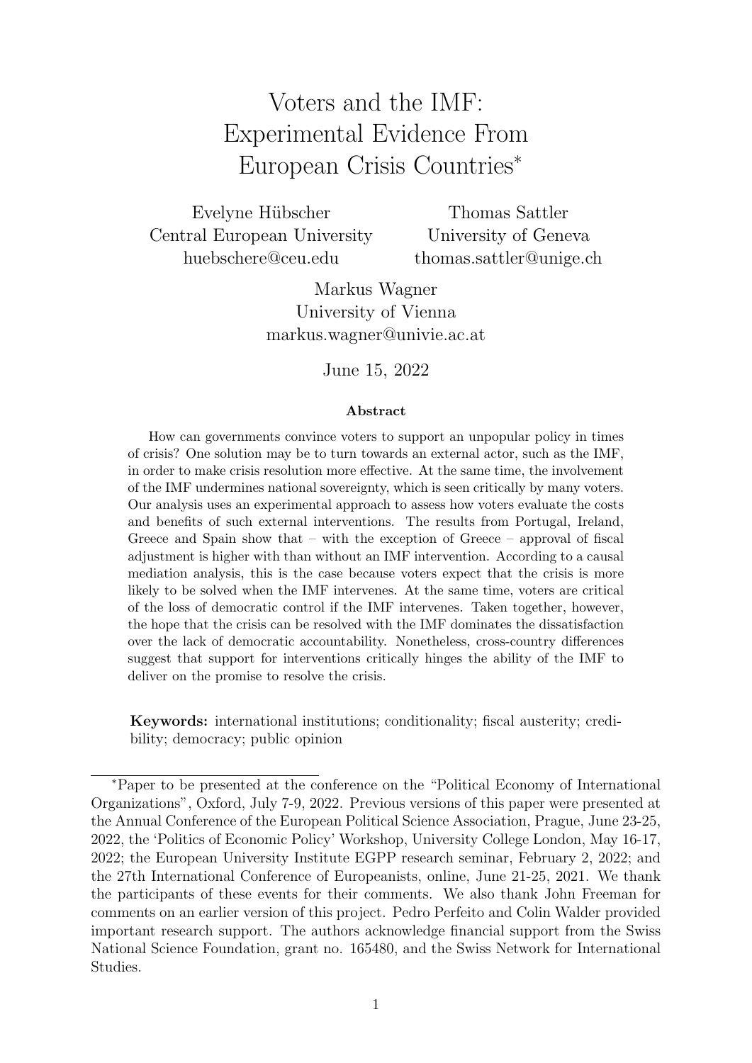# Voters and the IMF: Experimental Evidence From European Crisis Countries*

Evelyne Hübscher
Central European University
huebschere@ceu.edu

Thomas Sattler
University of Geneva
thomas.sattler@unige.ch

Markus Wagner
University of Vienna
markus.wagner@univie.ac.at

June 15, 2022

### Abstract

How can governments convince voters to support an unpopular policy in times of crisis? One solution may be to turn towards an external actor, such as the IMF, in order to make crisis resolution more effective. At the same time, the involvement of the IMF undermines national sovereignty, which is seen critically by many voters. Our analysis uses an experimental approach to assess how voters evaluate the costs and benefits of such external interventions. The results from Portugal, Ireland, Greece and Spain show that – with the exception of Greece – approval of fiscal adjustment is higher with than without an IMF intervention. According to a causal mediation analysis, this is the case because voters expect that the crisis is more likely to be solved when the IMF intervenes. At the same time, voters are critical of the loss of democratic control if the IMF intervenes. Taken together, however, the hope that the crisis can be resolved with the IMF dominates the dissatisfaction over the lack of democratic accountability. Nonetheless, cross-country differences suggest that support for interventions critically hinges the ability of the IMF to deliver on the promise to resolve the crisis.

**Keywords:** international institutions; conditionality; fiscal austerity; credibility; democracy; public opinion

---

*Paper to be presented at the conference on the "Political Economy of International Organizations", Oxford, July 7-9, 2022. Previous versions of this paper were presented at the Annual Conference of the European Political Science Association, Prague, June 23-25, 2022, the 'Politics of Economic Policy' Workshop, University College London, May 16-17, 2022; the European University Institute EGPP research seminar, February 2, 2022; and the 27th International Conference of Europeanists, online, June 21-25, 2021. We thank the participants of these events for their comments. We also thank John Freeman for comments on an earlier version of this project. Pedro Perfeito and Colin Walder provided important research support. The authors acknowledge financial support from the Swiss National Science Foundation, grant no. 165480, and the Swiss Network for International Studies.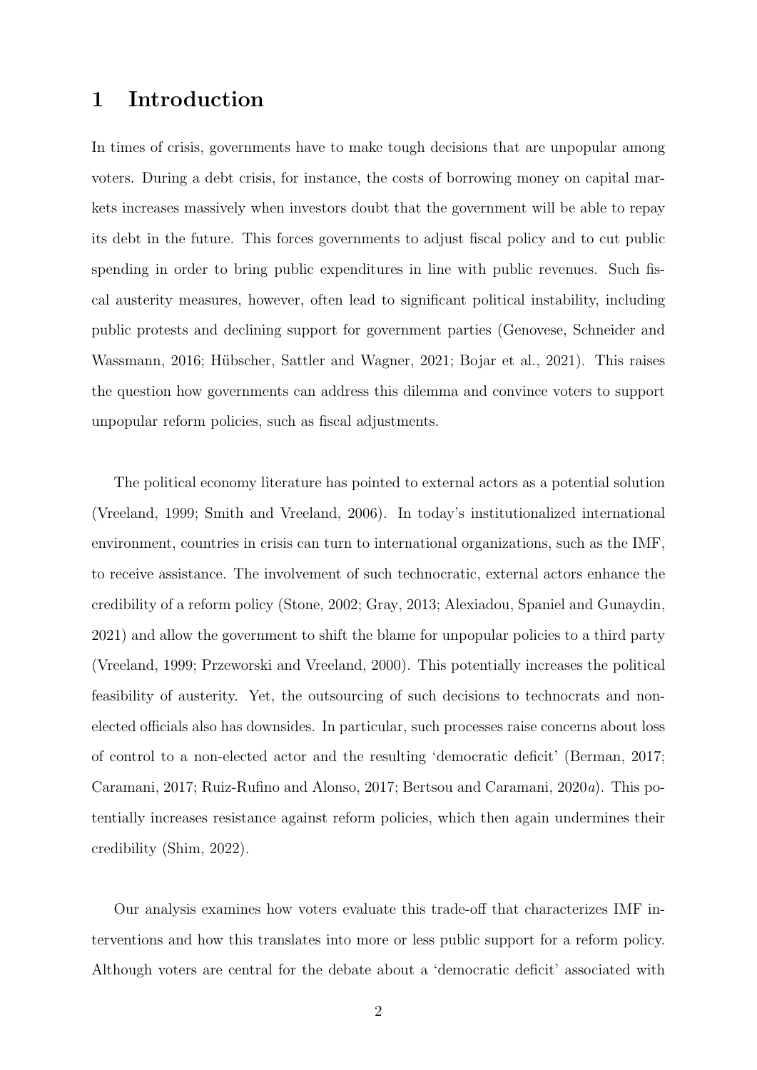# 1 Introduction

In times of crisis, governments have to make tough decisions that are unpopular among voters. During a debt crisis, for instance, the costs of borrowing money on capital markets increases massively when investors doubt that the government will be able to repay its debt in the future. This forces governments to adjust fiscal policy and to cut public spending in order to bring public expenditures in line with public revenues. Such fiscal austerity measures, however, often lead to significant political instability, including public protests and declining support for government parties (Genovese, Schneider and Wassmann, 2016; Hübscher, Sattler and Wagner, 2021; Bojar et al., 2021). This raises the question how governments can address this dilemma and convince voters to support unpopular reform policies, such as fiscal adjustments.

The political economy literature has pointed to external actors as a potential solution (Vreeland, 1999; Smith and Vreeland, 2006). In today's institutionalized international environment, countries in crisis can turn to international organizations, such as the IMF, to receive assistance. The involvement of such technocratic, external actors enhance the credibility of a reform policy (Stone, 2002; Gray, 2013; Alexiadou, Spaniel and Gunaydin, 2021) and allow the government to shift the blame for unpopular policies to a third party (Vreeland, 1999; Przeworski and Vreeland, 2000). This potentially increases the political feasibility of austerity. Yet, the outsourcing of such decisions to technocrats and non-elected officials also has downsides. In particular, such processes raise concerns about loss of control to a non-elected actor and the resulting 'democratic deficit' (Berman, 2017; Caramani, 2017; Ruiz-Rufino and Alonso, 2017; Bertsou and Caramani, 2020*a*). This potentially increases resistance against reform policies, which then again undermines their credibility (Shim, 2022).

Our analysis examines how voters evaluate this trade-off that characterizes IMF interventions and how this translates into more or less public support for a reform policy. Although voters are central for the debate about a 'democratic deficit' associated with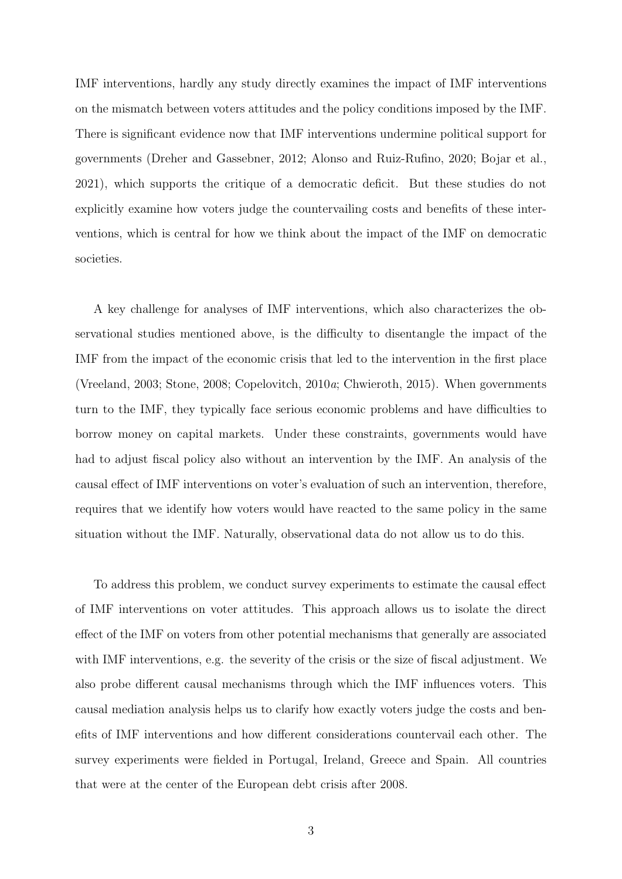IMF interventions, hardly any study directly examines the impact of IMF interventions on the mismatch between voters attitudes and the policy conditions imposed by the IMF. There is significant evidence now that IMF interventions undermine political support for governments (Dreher and Gassebner, 2012; Alonso and Ruiz-Rufino, 2020; Bojar et al., 2021), which supports the critique of a democratic deficit. But these studies do not explicitly examine how voters judge the countervailing costs and benefits of these interventions, which is central for how we think about the impact of the IMF on democratic societies.

A key challenge for analyses of IMF interventions, which also characterizes the observational studies mentioned above, is the difficulty to disentangle the impact of the IMF from the impact of the economic crisis that led to the intervention in the first place (Vreeland, 2003; Stone, 2008; Copelovitch, 2010*a*; Chwieroth, 2015). When governments turn to the IMF, they typically face serious economic problems and have difficulties to borrow money on capital markets. Under these constraints, governments would have had to adjust fiscal policy also without an intervention by the IMF. An analysis of the causal effect of IMF interventions on voter's evaluation of such an intervention, therefore, requires that we identify how voters would have reacted to the same policy in the same situation without the IMF. Naturally, observational data do not allow us to do this.

To address this problem, we conduct survey experiments to estimate the causal effect of IMF interventions on voter attitudes. This approach allows us to isolate the direct effect of the IMF on voters from other potential mechanisms that generally are associated with IMF interventions, e.g. the severity of the crisis or the size of fiscal adjustment. We also probe different causal mechanisms through which the IMF influences voters. This causal mediation analysis helps us to clarify how exactly voters judge the costs and benefits of IMF interventions and how different considerations countervail each other. The survey experiments were fielded in Portugal, Ireland, Greece and Spain. All countries that were at the center of the European debt crisis after 2008.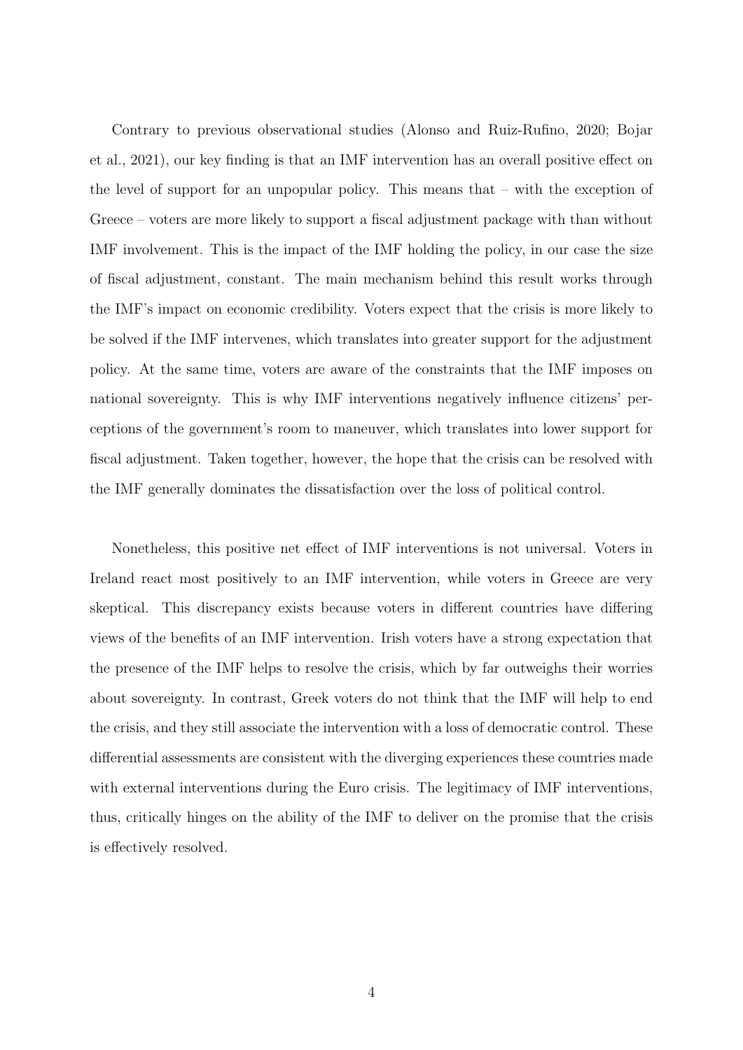Contrary to previous observational studies (Alonso and Ruiz-Rufino, 2020; Bojar et al., 2021), our key finding is that an IMF intervention has an overall positive effect on the level of support for an unpopular policy. This means that – with the exception of Greece – voters are more likely to support a fiscal adjustment package with than without IMF involvement. This is the impact of the IMF holding the policy, in our case the size of fiscal adjustment, constant. The main mechanism behind this result works through the IMF's impact on economic credibility. Voters expect that the crisis is more likely to be solved if the IMF intervenes, which translates into greater support for the adjustment policy. At the same time, voters are aware of the constraints that the IMF imposes on national sovereignty. This is why IMF interventions negatively influence citizens' perceptions of the government's room to maneuver, which translates into lower support for fiscal adjustment. Taken together, however, the hope that the crisis can be resolved with the IMF generally dominates the dissatisfaction over the loss of political control.

Nonetheless, this positive net effect of IMF interventions is not universal. Voters in Ireland react most positively to an IMF intervention, while voters in Greece are very skeptical. This discrepancy exists because voters in different countries have differing views of the benefits of an IMF intervention. Irish voters have a strong expectation that the presence of the IMF helps to resolve the crisis, which by far outweighs their worries about sovereignty. In contrast, Greek voters do not think that the IMF will help to end the crisis, and they still associate the intervention with a loss of democratic control. These differential assessments are consistent with the diverging experiences these countries made with external interventions during the Euro crisis. The legitimacy of IMF interventions, thus, critically hinges on the ability of the IMF to deliver on the promise that the crisis is effectively resolved.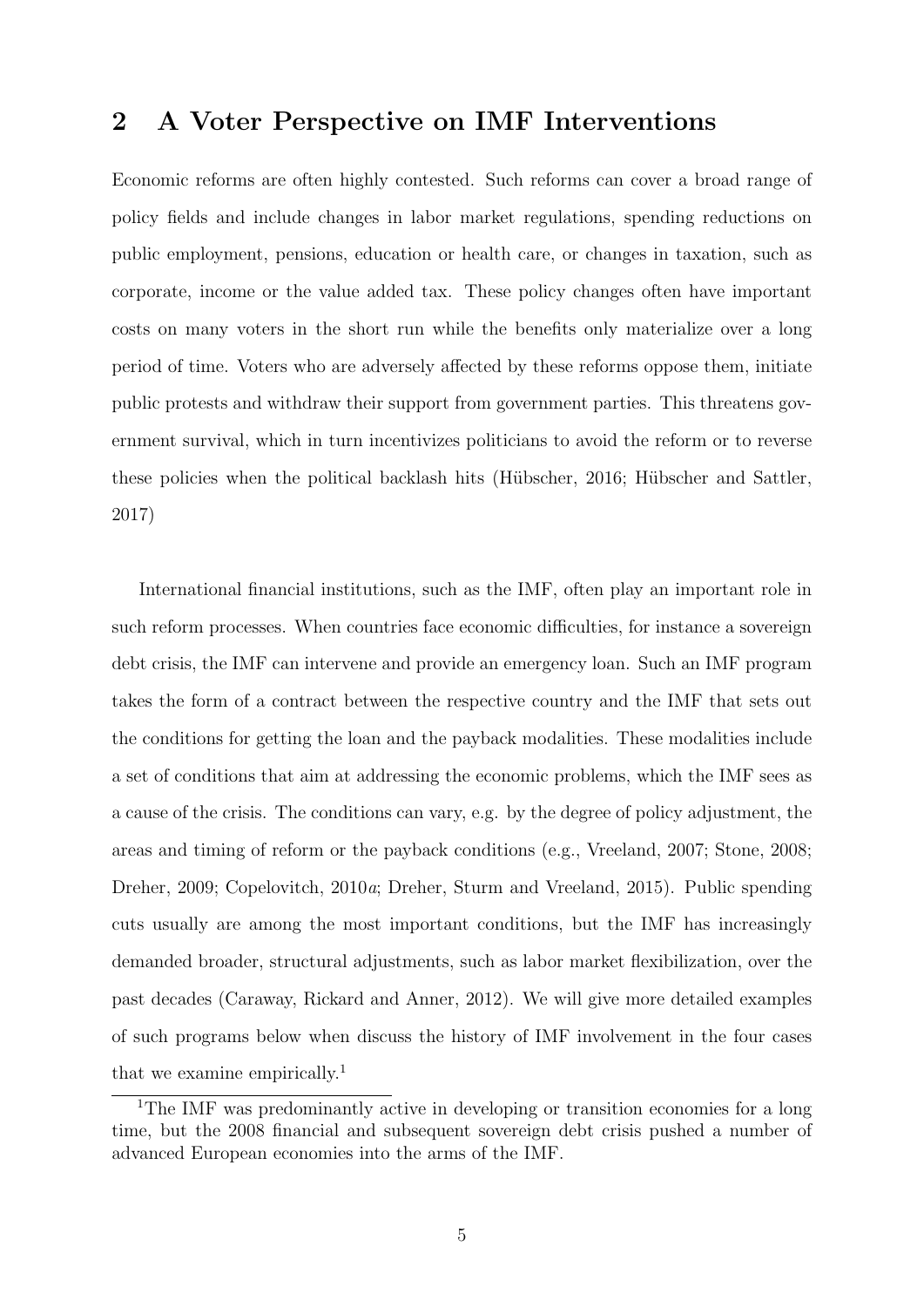## 2 A Voter Perspective on IMF Interventions

Economic reforms are often highly contested. Such reforms can cover a broad range of policy fields and include changes in labor market regulations, spending reductions on public employment, pensions, education or health care, or changes in taxation, such as corporate, income or the value added tax. These policy changes often have important costs on many voters in the short run while the benefits only materialize over a long period of time. Voters who are adversely affected by these reforms oppose them, initiate public protests and withdraw their support from government parties. This threatens government survival, which in turn incentivizes politicians to avoid the reform or to reverse these policies when the political backlash hits (Hübscher, 2016; Hübscher and Sattler, 2017)

International financial institutions, such as the IMF, often play an important role in such reform processes. When countries face economic difficulties, for instance a sovereign debt crisis, the IMF can intervene and provide an emergency loan. Such an IMF program takes the form of a contract between the respective country and the IMF that sets out the conditions for getting the loan and the payback modalities. These modalities include a set of conditions that aim at addressing the economic problems, which the IMF sees as a cause of the crisis. The conditions can vary, e.g. by the degree of policy adjustment, the areas and timing of reform or the payback conditions (e.g., Vreeland, 2007; Stone, 2008; Dreher, 2009; Copelovitch, 2010*a*; Dreher, Sturm and Vreeland, 2015). Public spending cuts usually are among the most important conditions, but the IMF has increasingly demanded broader, structural adjustments, such as labor market flexibilization, over the past decades (Caraway, Rickard and Anner, 2012). We will give more detailed examples of such programs below when discuss the history of IMF involvement in the four cases that we examine empirically.[1]

[1] The IMF was predominantly active in developing or transition economies for a long time, but the 2008 financial and subsequent sovereign debt crisis pushed a number of advanced European economies into the arms of the IMF.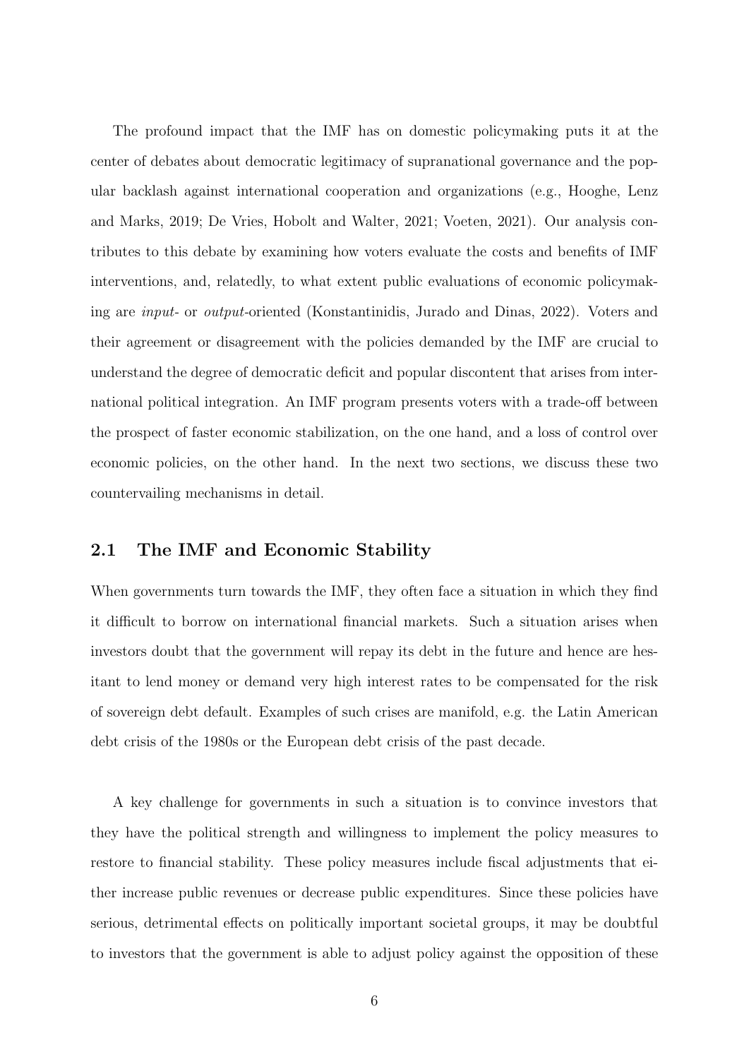The profound impact that the IMF has on domestic policymaking puts it at the center of debates about democratic legitimacy of supranational governance and the popular backlash against international cooperation and organizations (e.g., Hooghe, Lenz and Marks, 2019; De Vries, Hobolt and Walter, 2021; Voeten, 2021). Our analysis contributes to this debate by examining how voters evaluate the costs and benefits of IMF interventions, and, relatedly, to what extent public evaluations of economic policymaking are *input*- or *output*-oriented (Konstantinidis, Jurado and Dinas, 2022). Voters and their agreement or disagreement with the policies demanded by the IMF are crucial to understand the degree of democratic deficit and popular discontent that arises from international political integration. An IMF program presents voters with a trade-off between the prospect of faster economic stabilization, on the one hand, and a loss of control over economic policies, on the other hand. In the next two sections, we discuss these two countervailing mechanisms in detail.

## 2.1 The IMF and Economic Stability

When governments turn towards the IMF, they often face a situation in which they find it difficult to borrow on international financial markets. Such a situation arises when investors doubt that the government will repay its debt in the future and hence are hesitant to lend money or demand very high interest rates to be compensated for the risk of sovereign debt default. Examples of such crises are manifold, e.g. the Latin American debt crisis of the 1980s or the European debt crisis of the past decade.

A key challenge for governments in such a situation is to convince investors that they have the political strength and willingness to implement the policy measures to restore to financial stability. These policy measures include fiscal adjustments that either increase public revenues or decrease public expenditures. Since these policies have serious, detrimental effects on politically important societal groups, it may be doubtful to investors that the government is able to adjust policy against the opposition of these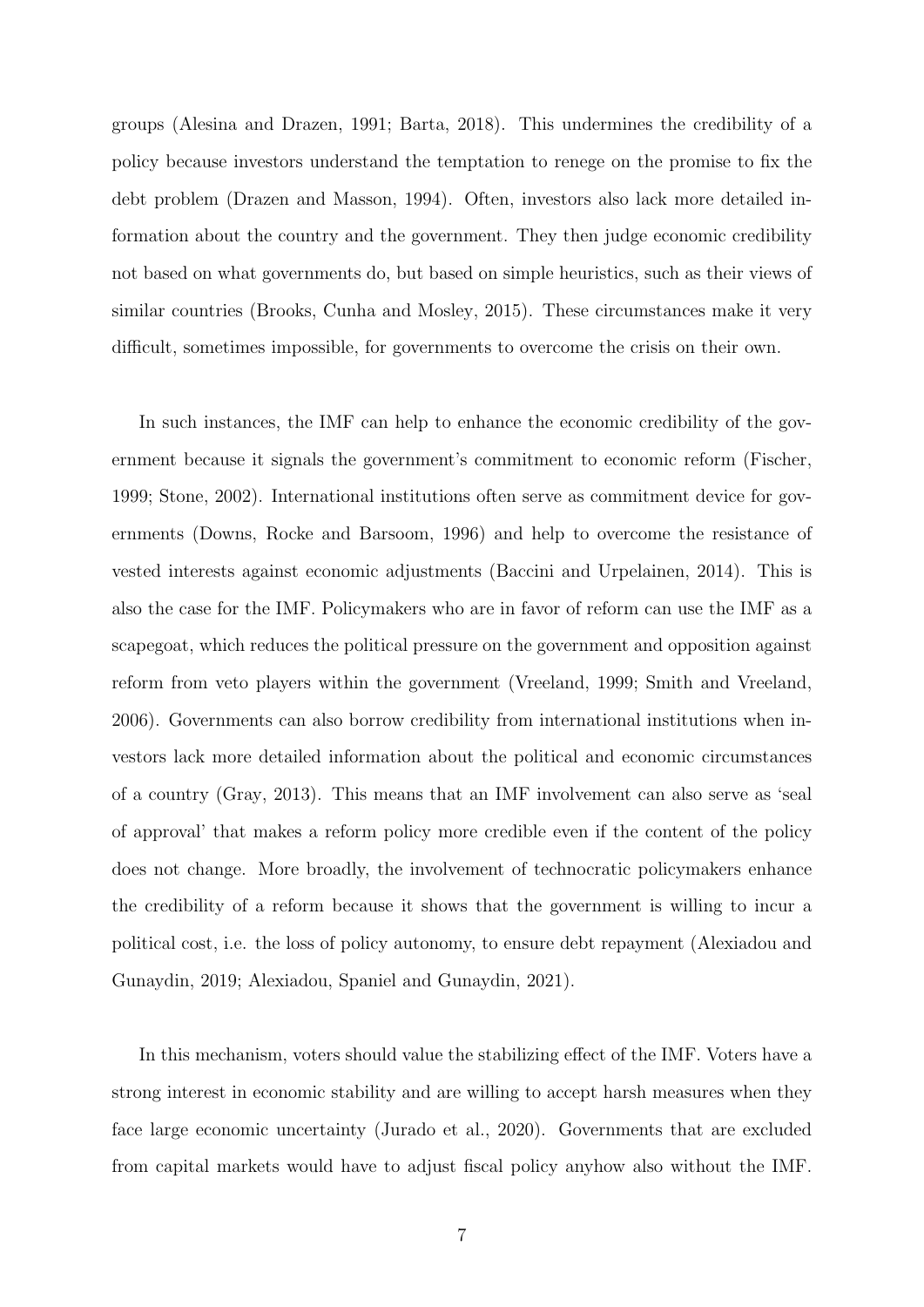groups (Alesina and Drazen, 1991; Barta, 2018). This undermines the credibility of a policy because investors understand the temptation to renege on the promise to fix the debt problem (Drazen and Masson, 1994). Often, investors also lack more detailed information about the country and the government. They then judge economic credibility not based on what governments do, but based on simple heuristics, such as their views of similar countries (Brooks, Cunha and Mosley, 2015). These circumstances make it very difficult, sometimes impossible, for governments to overcome the crisis on their own.

In such instances, the IMF can help to enhance the economic credibility of the government because it signals the government's commitment to economic reform (Fischer, 1999; Stone, 2002). International institutions often serve as commitment device for governments (Downs, Rocke and Barsoom, 1996) and help to overcome the resistance of vested interests against economic adjustments (Baccini and Urpelainen, 2014). This is also the case for the IMF. Policymakers who are in favor of reform can use the IMF as a scapegoat, which reduces the political pressure on the government and opposition against reform from veto players within the government (Vreeland, 1999; Smith and Vreeland, 2006). Governments can also borrow credibility from international institutions when investors lack more detailed information about the political and economic circumstances of a country (Gray, 2013). This means that an IMF involvement can also serve as 'seal of approval' that makes a reform policy more credible even if the content of the policy does not change. More broadly, the involvement of technocratic policymakers enhance the credibility of a reform because it shows that the government is willing to incur a political cost, i.e. the loss of policy autonomy, to ensure debt repayment (Alexiadou and Gunaydin, 2019; Alexiadou, Spaniel and Gunaydin, 2021).

In this mechanism, voters should value the stabilizing effect of the IMF. Voters have a strong interest in economic stability and are willing to accept harsh measures when they face large economic uncertainty (Jurado et al., 2020). Governments that are excluded from capital markets would have to adjust fiscal policy anyhow also without the IMF.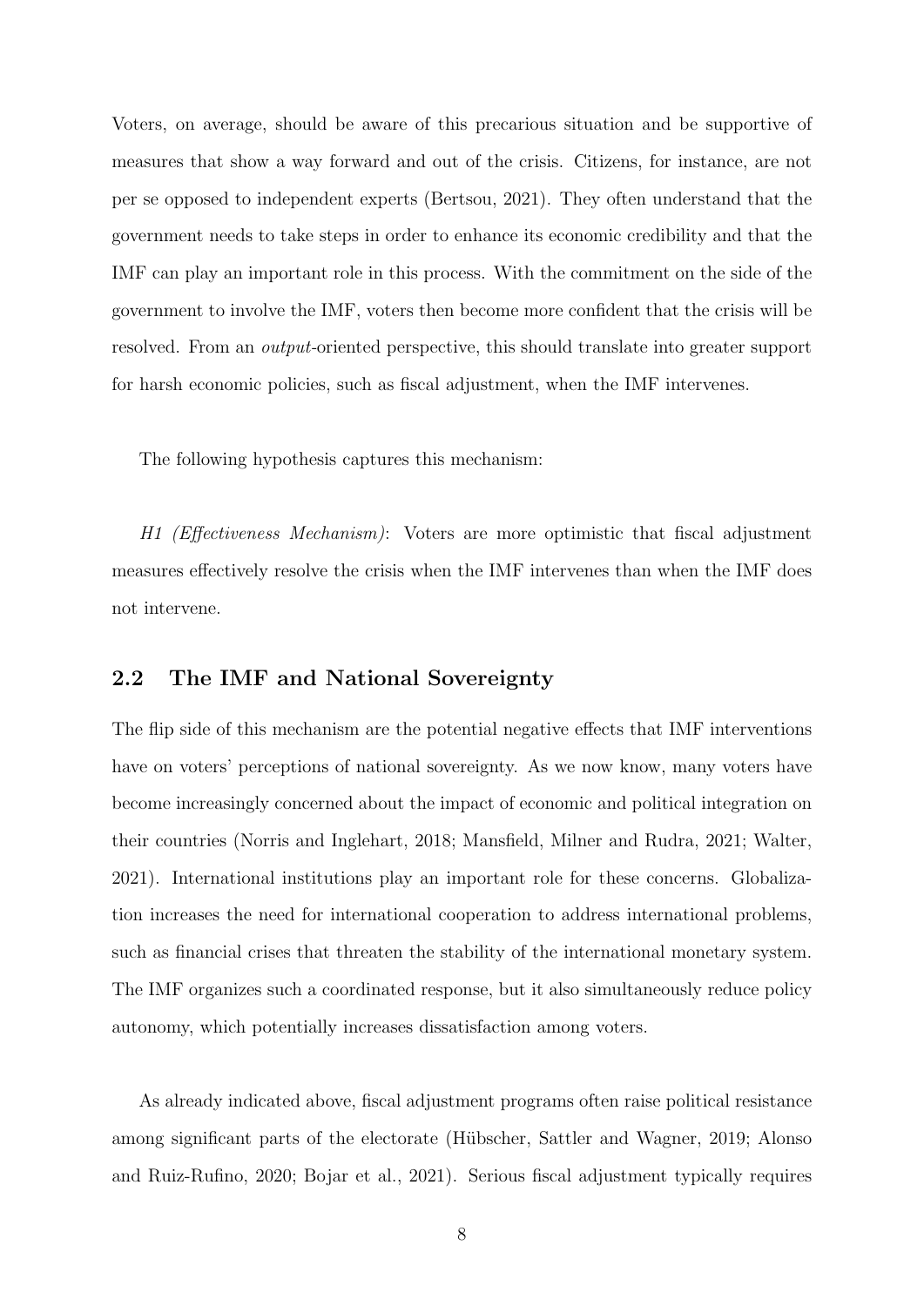Voters, on average, should be aware of this precarious situation and be supportive of measures that show a way forward and out of the crisis. Citizens, for instance, are not per se opposed to independent experts (Bertsou, 2021). They often understand that the government needs to take steps in order to enhance its economic credibility and that the IMF can play an important role in this process. With the commitment on the side of the government to involve the IMF, voters then become more confident that the crisis will be resolved. From an *output*-oriented perspective, this should translate into greater support for harsh economic policies, such as fiscal adjustment, when the IMF intervenes.

The following hypothesis captures this mechanism:

*H1 (Effectiveness Mechanism)*: Voters are more optimistic that fiscal adjustment measures effectively resolve the crisis when the IMF intervenes than when the IMF does not intervene.

## 2.2 The IMF and National Sovereignty

The flip side of this mechanism are the potential negative effects that IMF interventions have on voters' perceptions of national sovereignty. As we now know, many voters have become increasingly concerned about the impact of economic and political integration on their countries (Norris and Inglehart, 2018; Mansfield, Milner and Rudra, 2021; Walter, 2021). International institutions play an important role for these concerns. Globalization increases the need for international cooperation to address international problems, such as financial crises that threaten the stability of the international monetary system. The IMF organizes such a coordinated response, but it also simultaneously reduce policy autonomy, which potentially increases dissatisfaction among voters.

As already indicated above, fiscal adjustment programs often raise political resistance among significant parts of the electorate (Hübscher, Sattler and Wagner, 2019; Alonso and Ruiz-Rufino, 2020; Bojar et al., 2021). Serious fiscal adjustment typically requires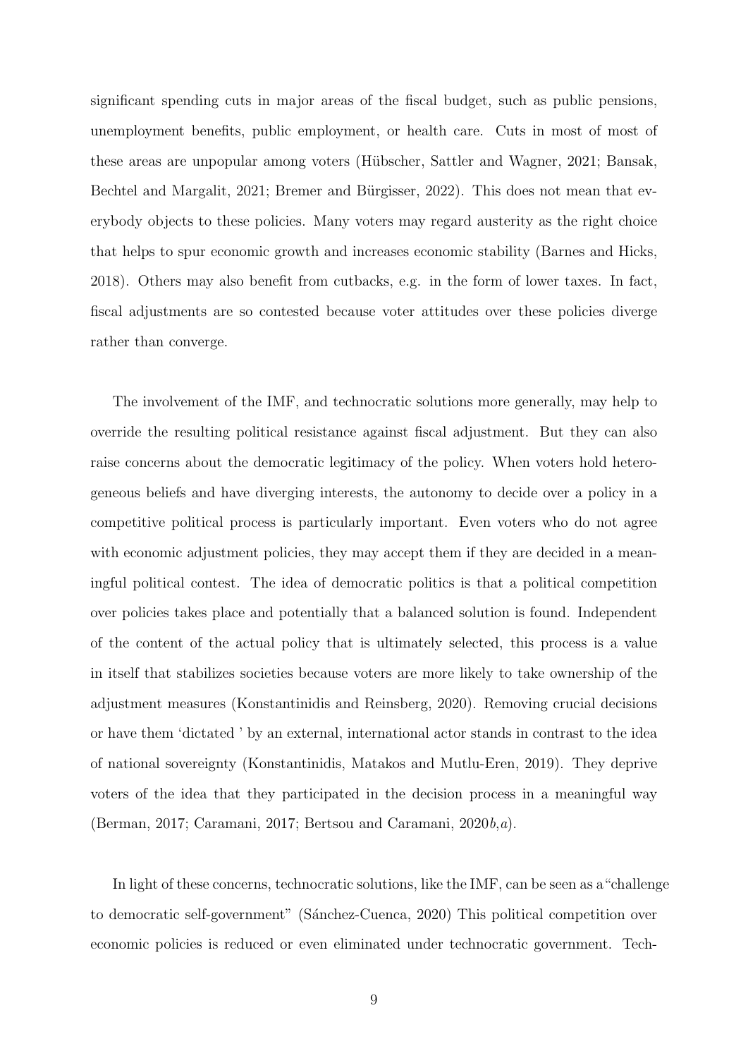significant spending cuts in major areas of the fiscal budget, such as public pensions, unemployment benefits, public employment, or health care. Cuts in most of most of these areas are unpopular among voters (Hübscher, Sattler and Wagner, 2021; Bansak, Bechtel and Margalit, 2021; Bremer and Bürgisser, 2022). This does not mean that everybody objects to these policies. Many voters may regard austerity as the right choice that helps to spur economic growth and increases economic stability (Barnes and Hicks, 2018). Others may also benefit from cutbacks, e.g. in the form of lower taxes. In fact, fiscal adjustments are so contested because voter attitudes over these policies diverge rather than converge.

The involvement of the IMF, and technocratic solutions more generally, may help to override the resulting political resistance against fiscal adjustment. But they can also raise concerns about the democratic legitimacy of the policy. When voters hold heterogeneous beliefs and have diverging interests, the autonomy to decide over a policy in a competitive political process is particularly important. Even voters who do not agree with economic adjustment policies, they may accept them if they are decided in a meaningful political contest. The idea of democratic politics is that a political competition over policies takes place and potentially that a balanced solution is found. Independent of the content of the actual policy that is ultimately selected, this process is a value in itself that stabilizes societies because voters are more likely to take ownership of the adjustment measures (Konstantinidis and Reinsberg, 2020). Removing crucial decisions or have them 'dictated ' by an external, international actor stands in contrast to the idea of national sovereignty (Konstantinidis, Matakos and Mutlu-Eren, 2019). They deprive voters of the idea that they participated in the decision process in a meaningful way (Berman, 2017; Caramani, 2017; Bertsou and Caramani, 2020*b*,*a*).

In light of these concerns, technocratic solutions, like the IMF, can be seen as a"challenge to democratic self-government" (Sánchez-Cuenca, 2020) This political competition over economic policies is reduced or even eliminated under technocratic government. Tech-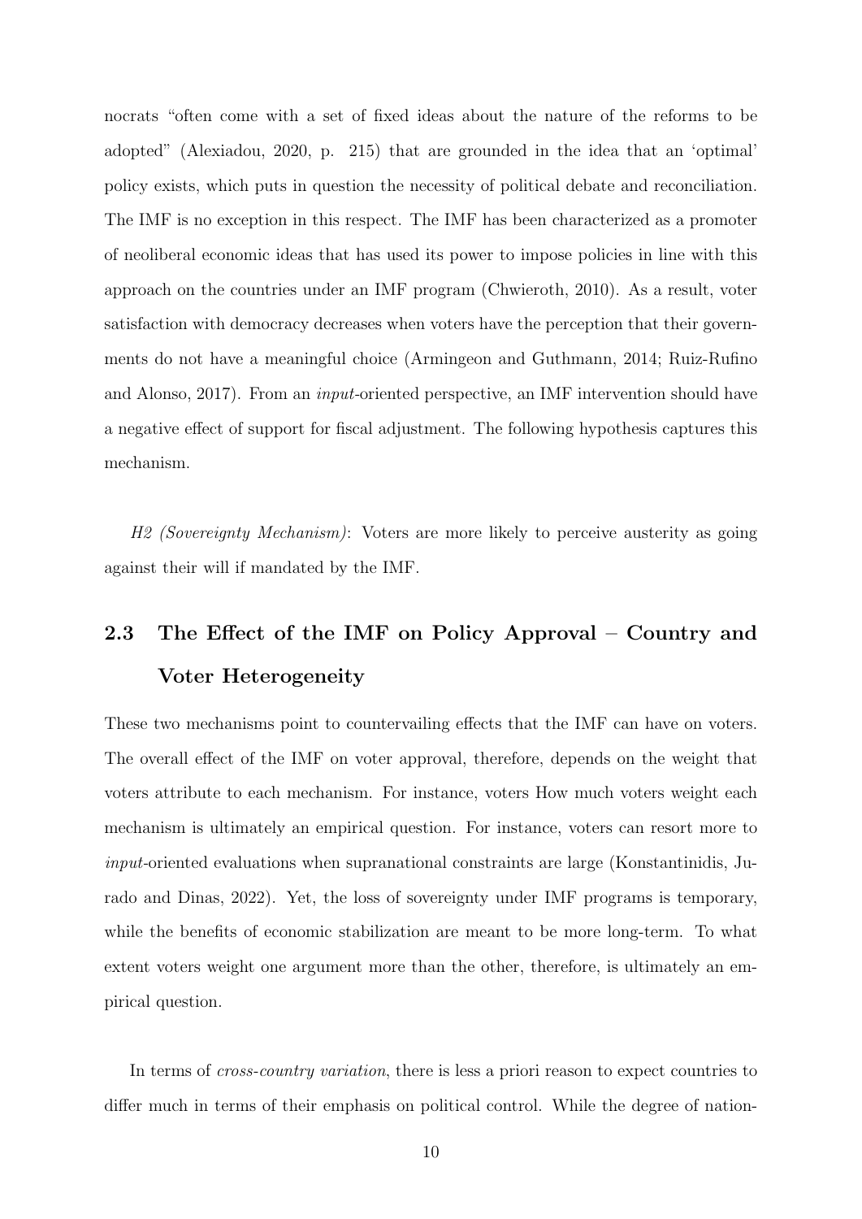nocrats “often come with a set of fixed ideas about the nature of the reforms to be adopted” (Alexiadou, 2020, p. 215) that are grounded in the idea that an ‘optimal’ policy exists, which puts in question the necessity of political debate and reconciliation. The IMF is no exception in this respect. The IMF has been characterized as a promoter of neoliberal economic ideas that has used its power to impose policies in line with this approach on the countries under an IMF program (Chwieroth, 2010). As a result, voter satisfaction with democracy decreases when voters have the perception that their governments do not have a meaningful choice (Armingeon and Guthmann, 2014; Ruiz-Rufino and Alonso, 2017). From an *input*-oriented perspective, an IMF intervention should have a negative effect of support for fiscal adjustment. The following hypothesis captures this mechanism.

*H2 (Sovereignty Mechanism)*: Voters are more likely to perceive austerity as going against their will if mandated by the IMF.

## 2.3 The Effect of the IMF on Policy Approval – Country and Voter Heterogeneity

These two mechanisms point to countervailing effects that the IMF can have on voters. The overall effect of the IMF on voter approval, therefore, depends on the weight that voters attribute to each mechanism. For instance, voters How much voters weight each mechanism is ultimately an empirical question. For instance, voters can resort more to *input*-oriented evaluations when supranational constraints are large (Konstantinidis, Jurado and Dinas, 2022). Yet, the loss of sovereignty under IMF programs is temporary, while the benefits of economic stabilization are meant to be more long-term. To what extent voters weight one argument more than the other, therefore, is ultimately an empirical question.

In terms of *cross-country variation*, there is less a priori reason to expect countries to differ much in terms of their emphasis on political control. While the degree of nation-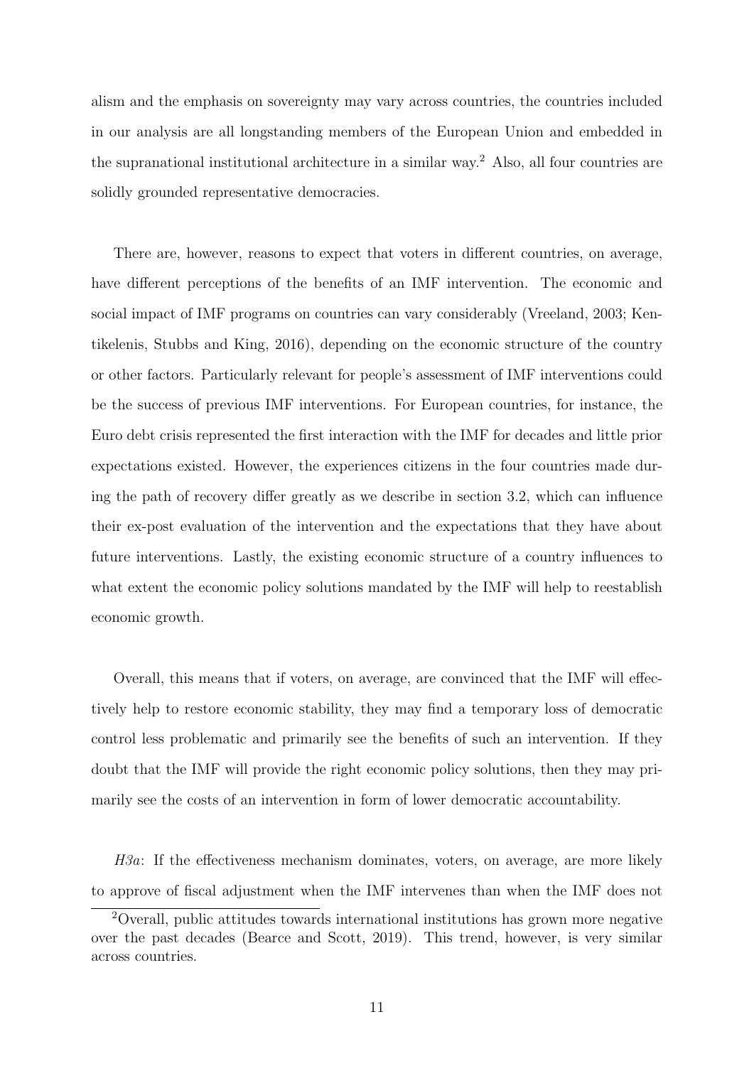alism and the emphasis on sovereignty may vary across countries, the countries included in our analysis are all longstanding members of the European Union and embedded in the supranational institutional architecture in a similar way.[2] Also, all four countries are solidly grounded representative democracies.

There are, however, reasons to expect that voters in different countries, on average, have different perceptions of the benefits of an IMF intervention. The economic and social impact of IMF programs on countries can vary considerably (Vreeland, 2003; Kentikelenis, Stubbs and King, 2016), depending on the economic structure of the country or other factors. Particularly relevant for people's assessment of IMF interventions could be the success of previous IMF interventions. For European countries, for instance, the Euro debt crisis represented the first interaction with the IMF for decades and little prior expectations existed. However, the experiences citizens in the four countries made during the path of recovery differ greatly as we describe in section 3.2, which can influence their ex-post evaluation of the intervention and the expectations that they have about future interventions. Lastly, the existing economic structure of a country influences to what extent the economic policy solutions mandated by the IMF will help to reestablish economic growth.

Overall, this means that if voters, on average, are convinced that the IMF will effectively help to restore economic stability, they may find a temporary loss of democratic control less problematic and primarily see the benefits of such an intervention. If they doubt that the IMF will provide the right economic policy solutions, then they may primarily see the costs of an intervention in form of lower democratic accountability.

*H3a*: If the effectiveness mechanism dominates, voters, on average, are more likely to approve of fiscal adjustment when the IMF intervenes than when the IMF does not

[2] Overall, public attitudes towards international institutions has grown more negative over the past decades (Bearce and Scott, 2019). This trend, however, is very similar across countries.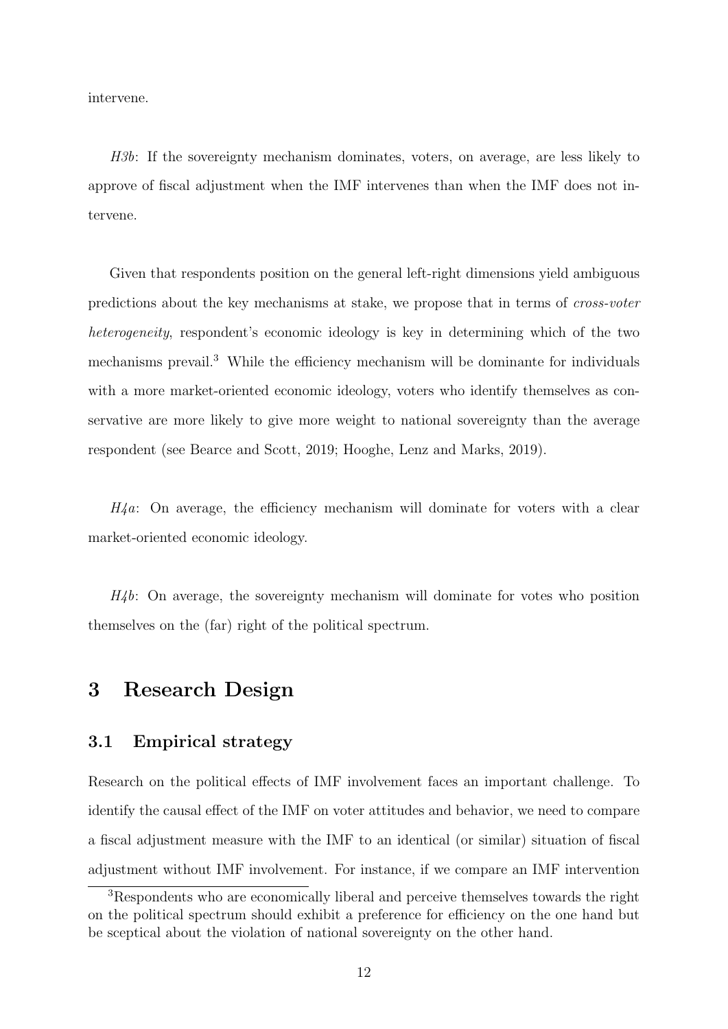intervene.

*H3b*: If the sovereignty mechanism dominates, voters, on average, are less likely to approve of fiscal adjustment when the IMF intervenes than when the IMF does not intervene.

Given that respondents position on the general left-right dimensions yield ambiguous predictions about the key mechanisms at stake, we propose that in terms of *cross-voter heterogeneity*, respondent's economic ideology is key in determining which of the two mechanisms prevail.[3] While the efficiency mechanism will be dominante for individuals with a more market-oriented economic ideology, voters who identify themselves as conservative are more likely to give more weight to national sovereignty than the average respondent (see Bearce and Scott, 2019; Hooghe, Lenz and Marks, 2019).

*H4a*: On average, the efficiency mechanism will dominate for voters with a clear market-oriented economic ideology.

*H4b*: On average, the sovereignty mechanism will dominate for votes who position themselves on the (far) right of the political spectrum.

# 3 Research Design

## 3.1 Empirical strategy

Research on the political effects of IMF involvement faces an important challenge. To identify the causal effect of the IMF on voter attitudes and behavior, we need to compare a fiscal adjustment measure with the IMF to an identical (or similar) situation of fiscal adjustment without IMF involvement. For instance, if we compare an IMF intervention

[3] Respondents who are economically liberal and perceive themselves towards the right on the political spectrum should exhibit a preference for efficiency on the one hand but be sceptical about the violation of national sovereignty on the other hand.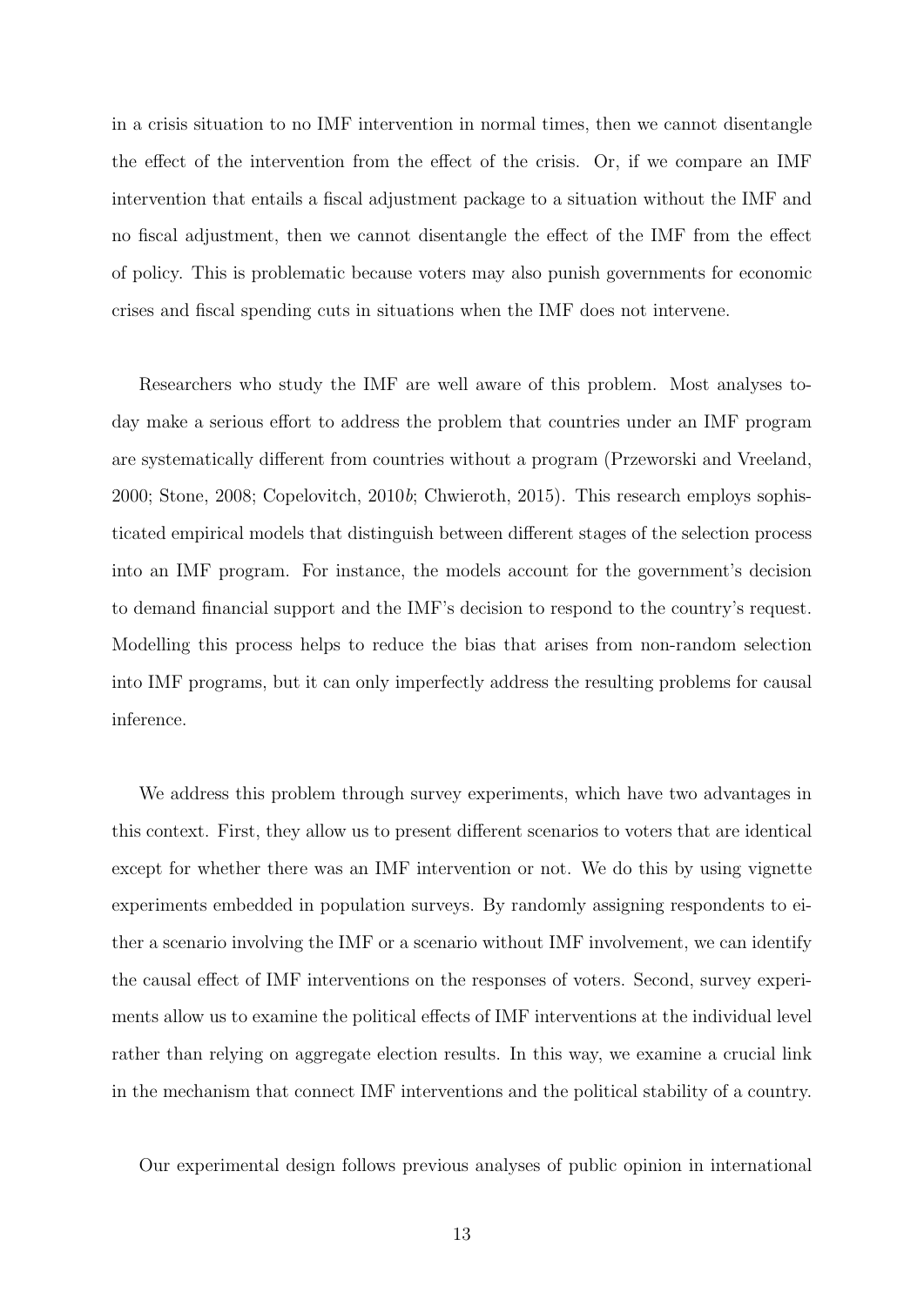in a crisis situation to no IMF intervention in normal times, then we cannot disentangle the effect of the intervention from the effect of the crisis. Or, if we compare an IMF intervention that entails a fiscal adjustment package to a situation without the IMF and no fiscal adjustment, then we cannot disentangle the effect of the IMF from the effect of policy. This is problematic because voters may also punish governments for economic crises and fiscal spending cuts in situations when the IMF does not intervene.

Researchers who study the IMF are well aware of this problem. Most analyses today make a serious effort to address the problem that countries under an IMF program are systematically different from countries without a program (Przeworski and Vreeland, 2000; Stone, 2008; Copelovitch, 2010*b*; Chwieroth, 2015). This research employs sophisticated empirical models that distinguish between different stages of the selection process into an IMF program. For instance, the models account for the government's decision to demand financial support and the IMF's decision to respond to the country's request. Modelling this process helps to reduce the bias that arises from non-random selection into IMF programs, but it can only imperfectly address the resulting problems for causal inference.

We address this problem through survey experiments, which have two advantages in this context. First, they allow us to present different scenarios to voters that are identical except for whether there was an IMF intervention or not. We do this by using vignette experiments embedded in population surveys. By randomly assigning respondents to either a scenario involving the IMF or a scenario without IMF involvement, we can identify the causal effect of IMF interventions on the responses of voters. Second, survey experiments allow us to examine the political effects of IMF interventions at the individual level rather than relying on aggregate election results. In this way, we examine a crucial link in the mechanism that connect IMF interventions and the political stability of a country.

Our experimental design follows previous analyses of public opinion in international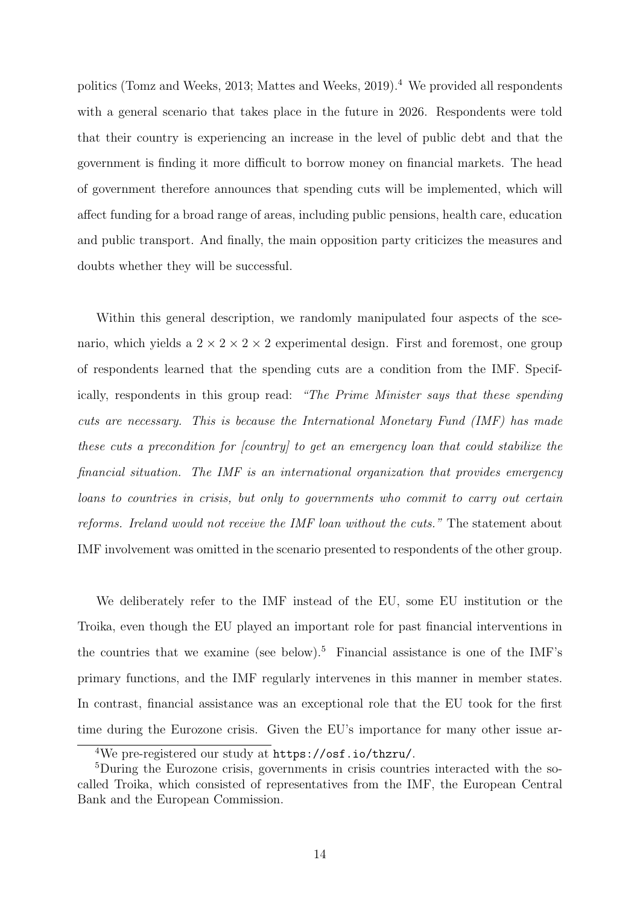politics (Tomz and Weeks, 2013; Mattes and Weeks, 2019).[4] We provided all respondents with a general scenario that takes place in the future in 2026. Respondents were told that their country is experiencing an increase in the level of public debt and that the government is finding it more difficult to borrow money on financial markets. The head of government therefore announces that spending cuts will be implemented, which will affect funding for a broad range of areas, including public pensions, health care, education and public transport. And finally, the main opposition party criticizes the measures and doubts whether they will be successful.

Within this general description, we randomly manipulated four aspects of the scenario, which yields a $2 \times 2 \times 2 \times 2$ experimental design. First and foremost, one group of respondents learned that the spending cuts are a condition from the IMF. Specifically, respondents in this group read: *"The Prime Minister says that these spending cuts are necessary. This is because the International Monetary Fund (IMF) has made these cuts a precondition for [country] to get an emergency loan that could stabilize the financial situation. The IMF is an international organization that provides emergency loans to countries in crisis, but only to governments who commit to carry out certain reforms. Ireland would not receive the IMF loan without the cuts."* The statement about IMF involvement was omitted in the scenario presented to respondents of the other group.

We deliberately refer to the IMF instead of the EU, some EU institution or the Troika, even though the EU played an important role for past financial interventions in the countries that we examine (see below).[5] Financial assistance is one of the IMF's primary functions, and the IMF regularly intervenes in this manner in member states. In contrast, financial assistance was an exceptional role that the EU took for the first time during the Eurozone crisis. Given the EU's importance for many other issue ar-

[4] We pre-registered our study at `https://osf.io/thzru/`.

[5] During the Eurozone crisis, governments in crisis countries interacted with the so-called Troika, which consisted of representatives from the IMF, the European Central Bank and the European Commission.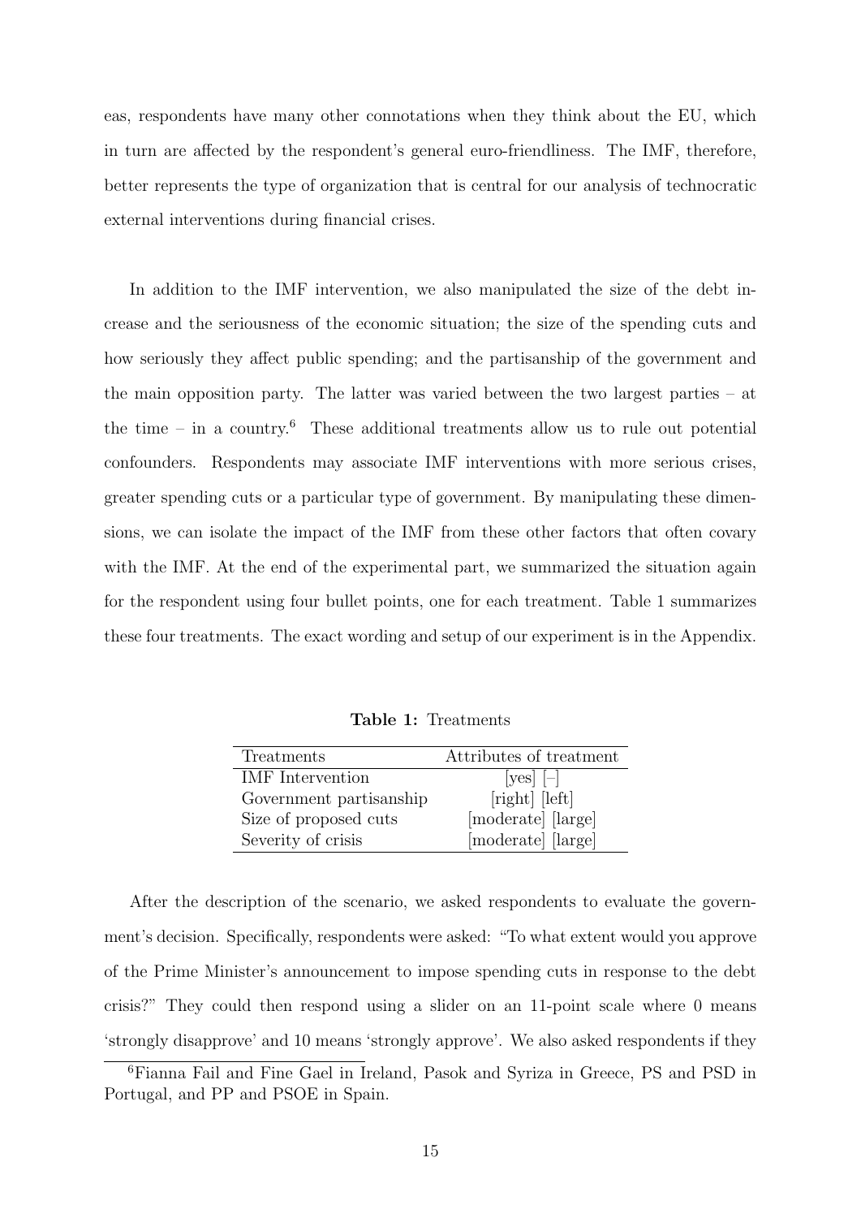eas, respondents have many other connotations when they think about the EU, which in turn are affected by the respondent's general euro-friendliness. The IMF, therefore, better represents the type of organization that is central for our analysis of technocratic external interventions during financial crises.

In addition to the IMF intervention, we also manipulated the size of the debt increase and the seriousness of the economic situation; the size of the spending cuts and how seriously they affect public spending; and the partisanship of the government and the main opposition party. The latter was varied between the two largest parties – at the time – in a country.[6] These additional treatments allow us to rule out potential confounders. Respondents may associate IMF interventions with more serious crises, greater spending cuts or a particular type of government. By manipulating these dimensions, we can isolate the impact of the IMF from these other factors that often covary with the IMF. At the end of the experimental part, we summarized the situation again for the respondent using four bullet points, one for each treatment. Table 1 summarizes these four treatments. The exact wording and setup of our experiment is in the Appendix.

**Table 1:** Treatments

| Treatments | Attributes of treatment |
|---|---|
| IMF Intervention | [yes] [–] |
| Government partisanship | [right] [left] |
| Size of proposed cuts | [moderate] [large] |
| Severity of crisis | [moderate] [large] |

After the description of the scenario, we asked respondents to evaluate the government's decision. Specifically, respondents were asked: "To what extent would you approve of the Prime Minister's announcement to impose spending cuts in response to the debt crisis?" They could then respond using a slider on an 11-point scale where 0 means 'strongly disapprove' and 10 means 'strongly approve'. We also asked respondents if they

[6]Fianna Fail and Fine Gael in Ireland, Pasok and Syriza in Greece, PS and PSD in Portugal, and PP and PSOE in Spain.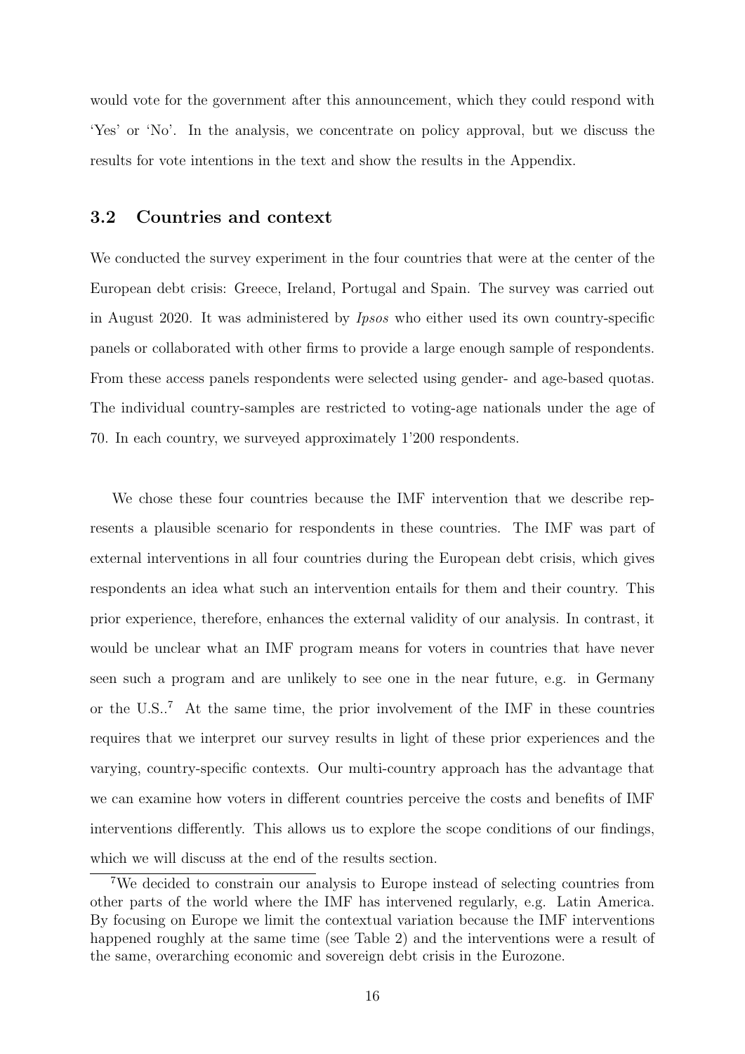would vote for the government after this announcement, which they could respond with 'Yes' or 'No'. In the analysis, we concentrate on policy approval, but we discuss the results for vote intentions in the text and show the results in the Appendix.

### 3.2 Countries and context

We conducted the survey experiment in the four countries that were at the center of the European debt crisis: Greece, Ireland, Portugal and Spain. The survey was carried out in August 2020. It was administered by *Ipsos* who either used its own country-specific panels or collaborated with other firms to provide a large enough sample of respondents. From these access panels respondents were selected using gender- and age-based quotas. The individual country-samples are restricted to voting-age nationals under the age of 70. In each country, we surveyed approximately 1'200 respondents.

We chose these four countries because the IMF intervention that we describe represents a plausible scenario for respondents in these countries. The IMF was part of external interventions in all four countries during the European debt crisis, which gives respondents an idea what such an intervention entails for them and their country. This prior experience, therefore, enhances the external validity of our analysis. In contrast, it would be unclear what an IMF program means for voters in countries that have never seen such a program and are unlikely to see one in the near future, e.g. in Germany or the U.S..[7] At the same time, the prior involvement of the IMF in these countries requires that we interpret our survey results in light of these prior experiences and the varying, country-specific contexts. Our multi-country approach has the advantage that we can examine how voters in different countries perceive the costs and benefits of IMF interventions differently. This allows us to explore the scope conditions of our findings, which we will discuss at the end of the results section.

[7] We decided to constrain our analysis to Europe instead of selecting countries from other parts of the world where the IMF has intervened regularly, e.g. Latin America. By focusing on Europe we limit the contextual variation because the IMF interventions happened roughly at the same time (see Table 2) and the interventions were a result of the same, overarching economic and sovereign debt crisis in the Eurozone.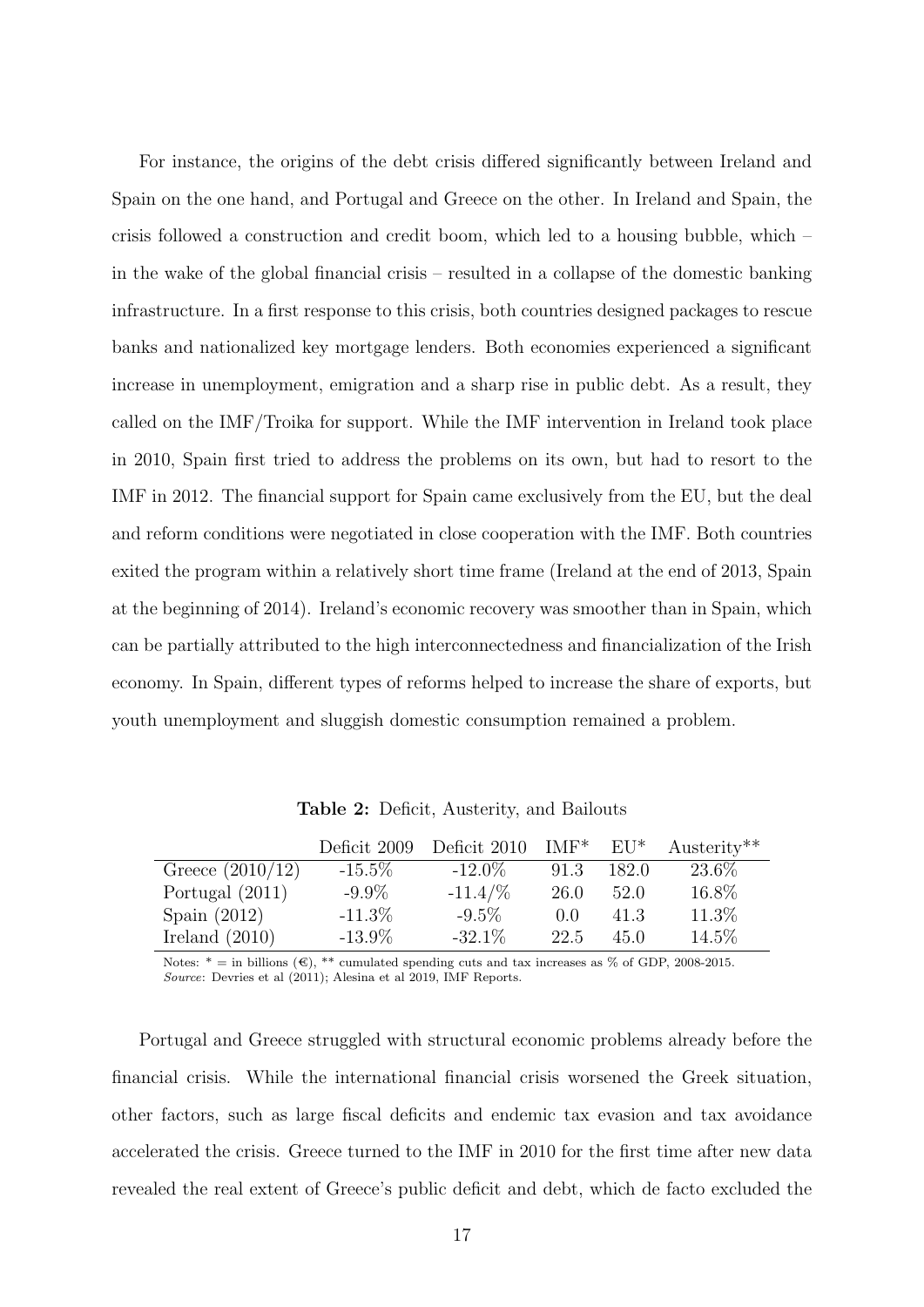For instance, the origins of the debt crisis differed significantly between Ireland and Spain on the one hand, and Portugal and Greece on the other. In Ireland and Spain, the crisis followed a construction and credit boom, which led to a housing bubble, which – in the wake of the global financial crisis – resulted in a collapse of the domestic banking infrastructure. In a first response to this crisis, both countries designed packages to rescue banks and nationalized key mortgage lenders. Both economies experienced a significant increase in unemployment, emigration and a sharp rise in public debt. As a result, they called on the IMF/Troika for support. While the IMF intervention in Ireland took place in 2010, Spain first tried to address the problems on its own, but had to resort to the IMF in 2012. The financial support for Spain came exclusively from the EU, but the deal and reform conditions were negotiated in close cooperation with the IMF. Both countries exited the program within a relatively short time frame (Ireland at the end of 2013, Spain at the beginning of 2014). Ireland's economic recovery was smoother than in Spain, which can be partially attributed to the high interconnectedness and financialization of the Irish economy. In Spain, different types of reforms helped to increase the share of exports, but youth unemployment and sluggish domestic consumption remained a problem.

**Table 2:** Deficit, Austerity, and Bailouts

| | Deficit 2009 | Deficit 2010 | IMF* | EU* | Austerity** |
|---|---|---|---|---|---|
| Greece (2010/12) | -15.5% | -12.0% | 91.3 | 182.0 | 23.6% |
| Portugal (2011) | -9.9% | -11.4/% | 26.0 | 52.0 | 16.8% |
| Spain (2012) | -11.3% | -9.5% | 0.0 | 41.3 | 11.3% |
| Ireland (2010) | -13.9% | -32.1% | 22.5 | 45.0 | 14.5% |

Notes: * = in billions (€), ** cumulated spending cuts and tax increases as % of GDP, 2008-2015. *Source*: Devries et al (2011); Alesina et al 2019, IMF Reports.

Portugal and Greece struggled with structural economic problems already before the financial crisis. While the international financial crisis worsened the Greek situation, other factors, such as large fiscal deficits and endemic tax evasion and tax avoidance accelerated the crisis. Greece turned to the IMF in 2010 for the first time after new data revealed the real extent of Greece's public deficit and debt, which de facto excluded the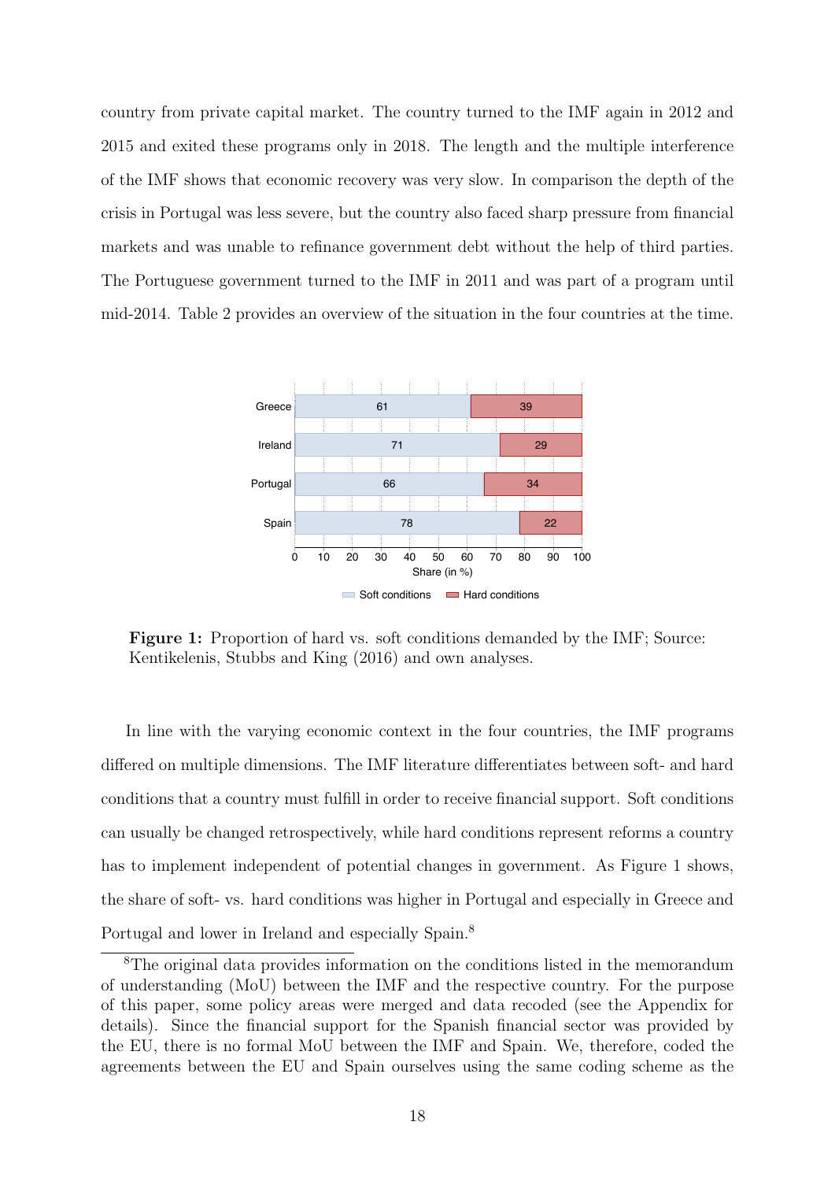country from private capital market. The country turned to the IMF again in 2012 and 2015 and exited these programs only in 2018. The length and the multiple interference of the IMF shows that economic recovery was very slow. In comparison the depth of the crisis in Portugal was less severe, but the country also faced sharp pressure from financial markets and was unable to refinance government debt without the help of third parties. The Portuguese government turned to the IMF in 2011 and was part of a program until mid-2014. Table 2 provides an overview of the situation in the four countries at the time.

| Country | Soft conditions | Hard conditions |
|---|---|---|
| Greece | 61 | 39 |
| Ireland | 71 | 29 |
| Portugal | 66 | 34 |
| Spain | 78 | 22 |

Share (in %)

**Figure 1:** Proportion of hard vs. soft conditions demanded by the IMF; Source: Kentikelenis, Stubbs and King (2016) and own analyses.

In line with the varying economic context in the four countries, the IMF programs differed on multiple dimensions. The IMF literature differentiates between soft- and hard conditions that a country must fulfill in order to receive financial support. Soft conditions can usually be changed retrospectively, while hard conditions represent reforms a country has to implement independent of potential changes in government. As Figure 1 shows, the share of soft- vs. hard conditions was higher in Portugal and especially in Greece and Portugal and lower in Ireland and especially Spain.[8]

[8]The original data provides information on the conditions listed in the memorandum of understanding (MoU) between the IMF and the respective country. For the purpose of this paper, some policy areas were merged and data recoded (see the Appendix for details). Since the financial support for the Spanish financial sector was provided by the EU, there is no formal MoU between the IMF and Spain. We, therefore, coded the agreements between the EU and Spain ourselves using the same coding scheme as the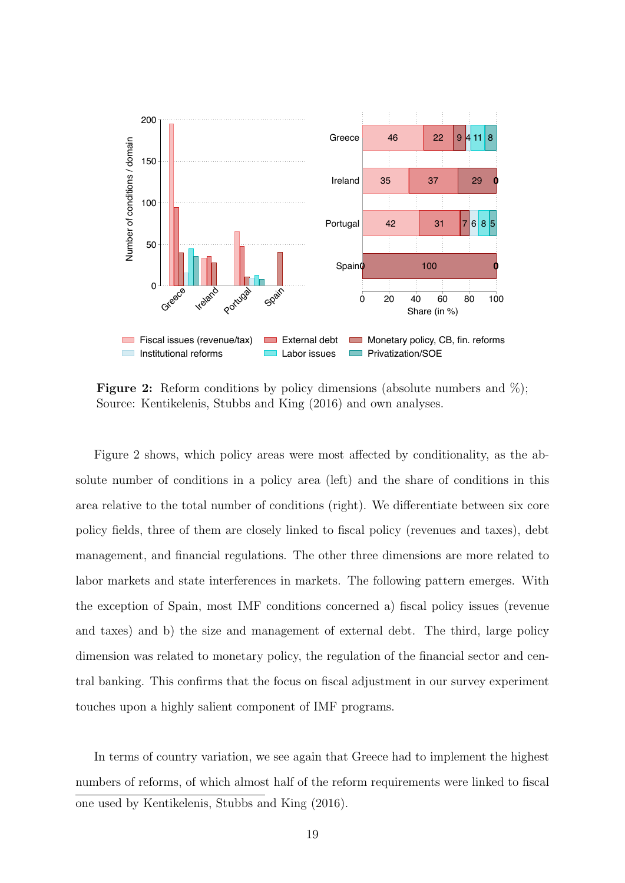**Figure 2:** Reform conditions by policy dimensions (absolute numbers and %); Source: Kentikelenis, Stubbs and King (2016) and own analyses.

Figure 2 shows, which policy areas were most affected by conditionality, as the absolute number of conditions in a policy area (left) and the share of conditions in this area relative to the total number of conditions (right). We differentiate between six core policy fields, three of them are closely linked to fiscal policy (revenues and taxes), debt management, and financial regulations. The other three dimensions are more related to labor markets and state interferences in markets. The following pattern emerges. With the exception of Spain, most IMF conditions concerned a) fiscal policy issues (revenue and taxes) and b) the size and management of external debt. The third, large policy dimension was related to monetary policy, the regulation of the financial sector and central banking. This confirms that the focus on fiscal adjustment in our survey experiment touches upon a highly salient component of IMF programs.

In terms of country variation, we see again that Greece had to implement the highest numbers of reforms, of which almost half of the reform requirements were linked to fiscal

one used by Kentikelenis, Stubbs and King (2016).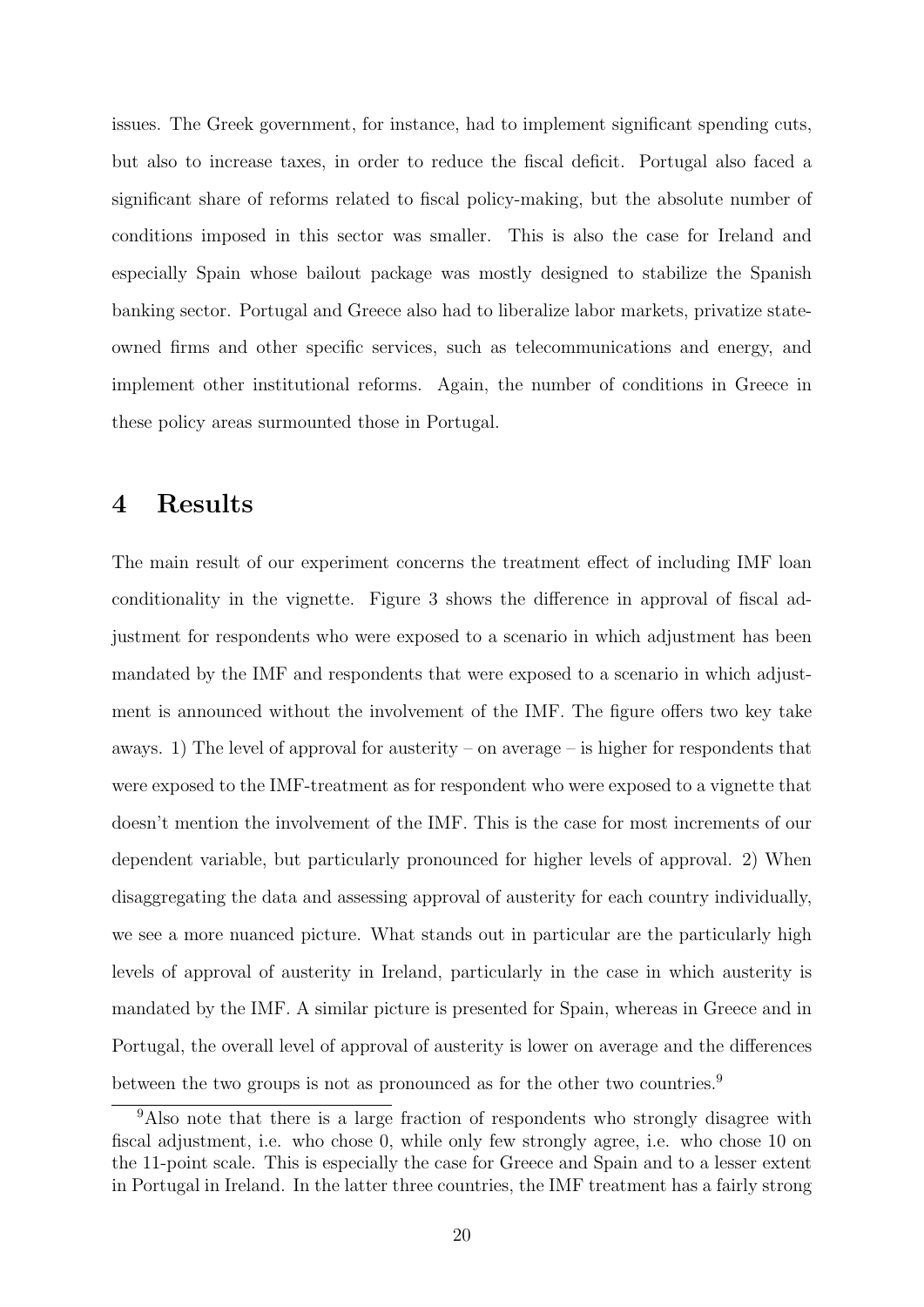issues. The Greek government, for instance, had to implement significant spending cuts, but also to increase taxes, in order to reduce the fiscal deficit. Portugal also faced a significant share of reforms related to fiscal policy-making, but the absolute number of conditions imposed in this sector was smaller. This is also the case for Ireland and especially Spain whose bailout package was mostly designed to stabilize the Spanish banking sector. Portugal and Greece also had to liberalize labor markets, privatize state-owned firms and other specific services, such as telecommunications and energy, and implement other institutional reforms. Again, the number of conditions in Greece in these policy areas surmounted those in Portugal.

# 4 Results

The main result of our experiment concerns the treatment effect of including IMF loan conditionality in the vignette. Figure 3 shows the difference in approval of fiscal adjustment for respondents who were exposed to a scenario in which adjustment has been mandated by the IMF and respondents that were exposed to a scenario in which adjustment is announced without the involvement of the IMF. The figure offers two key take aways. 1) The level of approval for austerity – on average – is higher for respondents that were exposed to the IMF-treatment as for respondent who were exposed to a vignette that doesn't mention the involvement of the IMF. This is the case for most increments of our dependent variable, but particularly pronounced for higher levels of approval. 2) When disaggregating the data and assessing approval of austerity for each country individually, we see a more nuanced picture. What stands out in particular are the particularly high levels of approval of austerity in Ireland, particularly in the case in which austerity is mandated by the IMF. A similar picture is presented for Spain, whereas in Greece and in Portugal, the overall level of approval of austerity is lower on average and the differences between the two groups is not as pronounced as for the other two countries.[9]

[9]Also note that there is a large fraction of respondents who strongly disagree with fiscal adjustment, i.e. who chose 0, while only few strongly agree, i.e. who chose 10 on the 11-point scale. This is especially the case for Greece and Spain and to a lesser extent in Portugal in Ireland. In the latter three countries, the IMF treatment has a fairly strong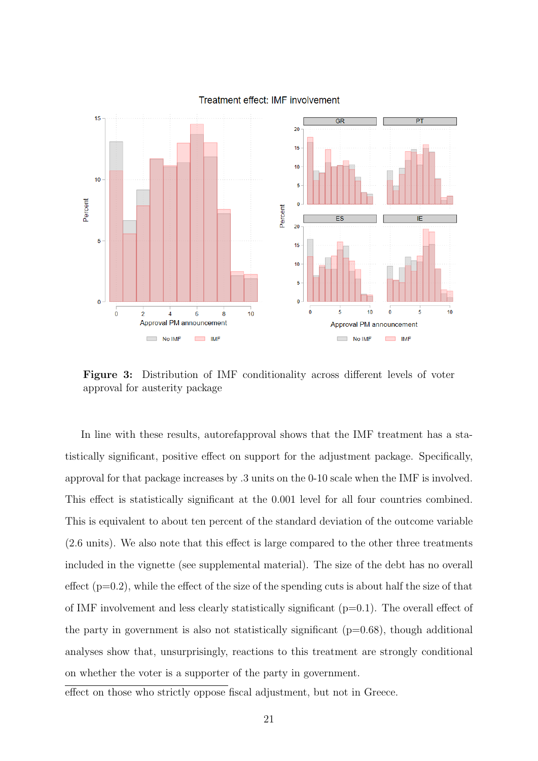Figure 3: Distribution of IMF conditionality across different levels of voter approval for austerity package

In line with these results, autorefapproval shows that the IMF treatment has a statistically significant, positive effect on support for the adjustment package. Specifically, approval for that package increases by .3 units on the 0-10 scale when the IMF is involved. This effect is statistically significant at the 0.001 level for all four countries combined. This is equivalent to about ten percent of the standard deviation of the outcome variable (2.6 units). We also note that this effect is large compared to the other three treatments included in the vignette (see supplemental material). The size of the debt has no overall effect (p=0.2), while the effect of the size of the spending cuts is about half the size of that of IMF involvement and less clearly statistically significant (p=0.1). The overall effect of the party in government is also not statistically significant (p=0.68), though additional analyses show that, unsurprisingly, reactions to this treatment are strongly conditional on whether the voter is a supporter of the party in government.

effect on those who strictly oppose fiscal adjustment, but not in Greece.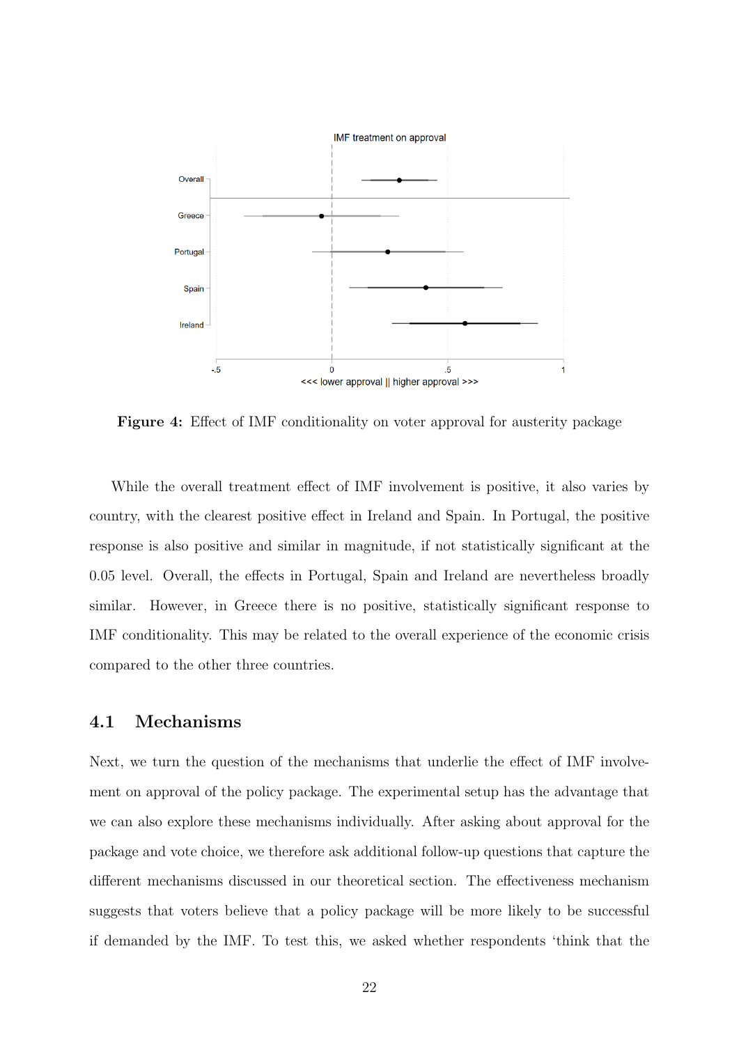Figure 4: Effect of IMF conditionality on voter approval for austerity package

While the overall treatment effect of IMF involvement is positive, it also varies by country, with the clearest positive effect in Ireland and Spain. In Portugal, the positive response is also positive and similar in magnitude, if not statistically significant at the 0.05 level. Overall, the effects in Portugal, Spain and Ireland are nevertheless broadly similar. However, in Greece there is no positive, statistically significant response to IMF conditionality. This may be related to the overall experience of the economic crisis compared to the other three countries.

### 4.1 Mechanisms

Next, we turn the question of the mechanisms that underlie the effect of IMF involvement on approval of the policy package. The experimental setup has the advantage that we can also explore these mechanisms individually. After asking about approval for the package and vote choice, we therefore ask additional follow-up questions that capture the different mechanisms discussed in our theoretical section. The effectiveness mechanism suggests that voters believe that a policy package will be more likely to be successful if demanded by the IMF. To test this, we asked whether respondents 'think that the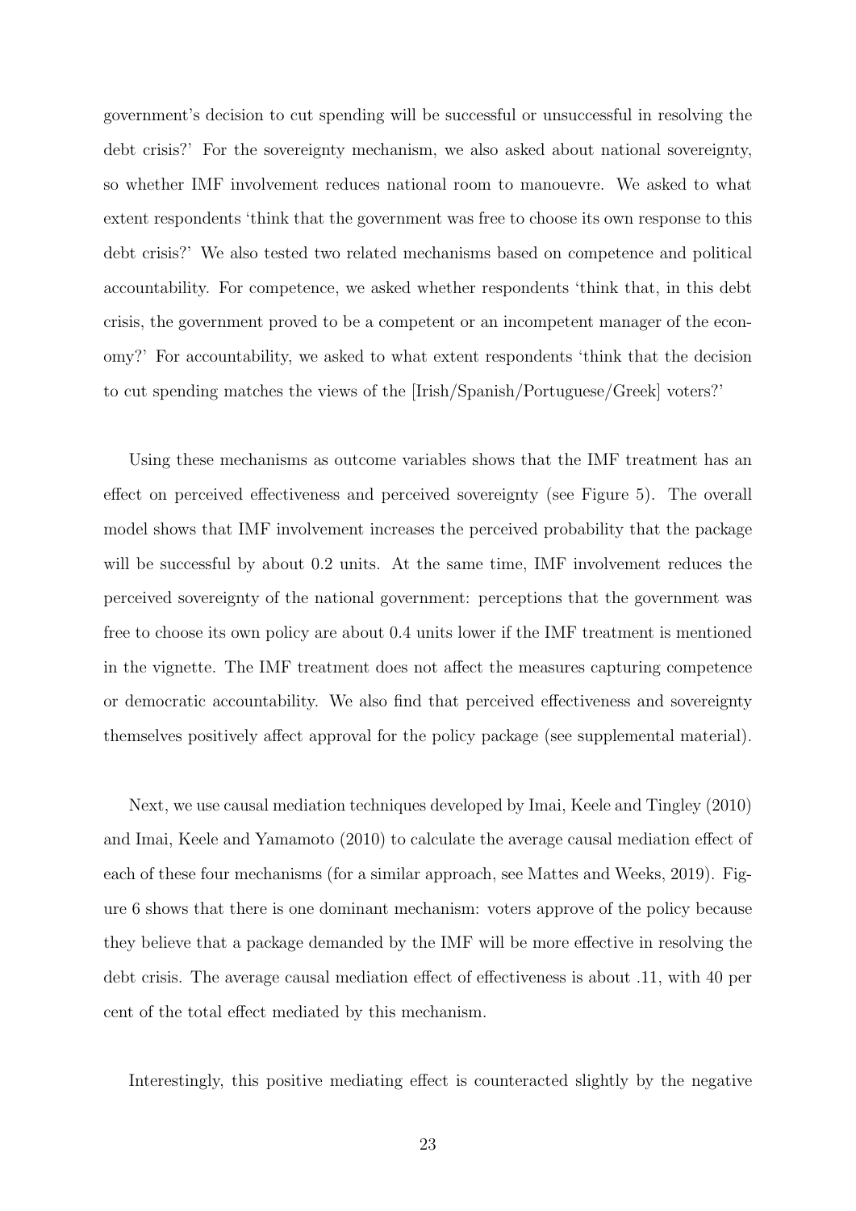government's decision to cut spending will be successful or unsuccessful in resolving the debt crisis?' For the sovereignty mechanism, we also asked about national sovereignty, so whether IMF involvement reduces national room to manouevre. We asked to what extent respondents 'think that the government was free to choose its own response to this debt crisis?' We also tested two related mechanisms based on competence and political accountability. For competence, we asked whether respondents 'think that, in this debt crisis, the government proved to be a competent or an incompetent manager of the economy?' For accountability, we asked to what extent respondents 'think that the decision to cut spending matches the views of the [Irish/Spanish/Portuguese/Greek] voters?'

Using these mechanisms as outcome variables shows that the IMF treatment has an effect on perceived effectiveness and perceived sovereignty (see Figure 5). The overall model shows that IMF involvement increases the perceived probability that the package will be successful by about 0.2 units. At the same time, IMF involvement reduces the perceived sovereignty of the national government: perceptions that the government was free to choose its own policy are about 0.4 units lower if the IMF treatment is mentioned in the vignette. The IMF treatment does not affect the measures capturing competence or democratic accountability. We also find that perceived effectiveness and sovereignty themselves positively affect approval for the policy package (see supplemental material).

Next, we use causal mediation techniques developed by Imai, Keele and Tingley (2010) and Imai, Keele and Yamamoto (2010) to calculate the average causal mediation effect of each of these four mechanisms (for a similar approach, see Mattes and Weeks, 2019). Figure 6 shows that there is one dominant mechanism: voters approve of the policy because they believe that a package demanded by the IMF will be more effective in resolving the debt crisis. The average causal mediation effect of effectiveness is about .11, with 40 per cent of the total effect mediated by this mechanism.

Interestingly, this positive mediating effect is counteracted slightly by the negative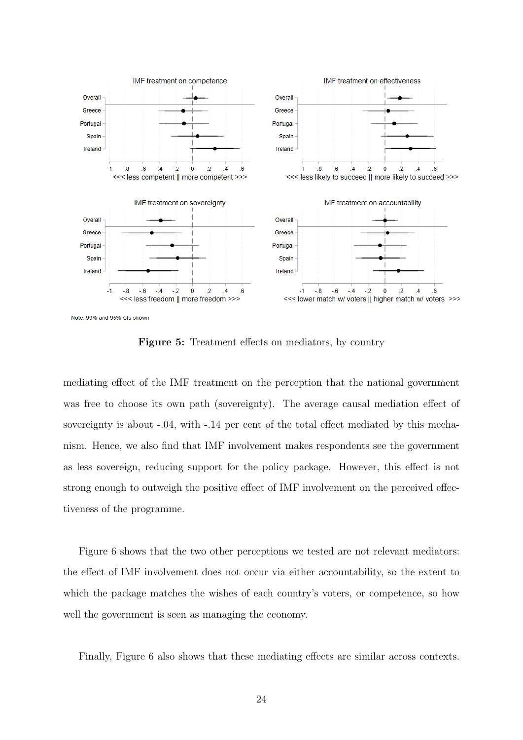Figure 5: Treatment effects on mediators, by country

mediating effect of the IMF treatment on the perception that the national government was free to choose its own path (sovereignty). The average causal mediation effect of sovereignty is about -.04, with -.14 per cent of the total effect mediated by this mechanism. Hence, we also find that IMF involvement makes respondents see the government as less sovereign, reducing support for the policy package. However, this effect is not strong enough to outweigh the positive effect of IMF involvement on the perceived effectiveness of the programme.

Figure 6 shows that the two other perceptions we tested are not relevant mediators: the effect of IMF involvement does not occur via either accountability, so the extent to which the package matches the wishes of each country's voters, or competence, so how well the government is seen as managing the economy.

Finally, Figure 6 also shows that these mediating effects are similar across contexts.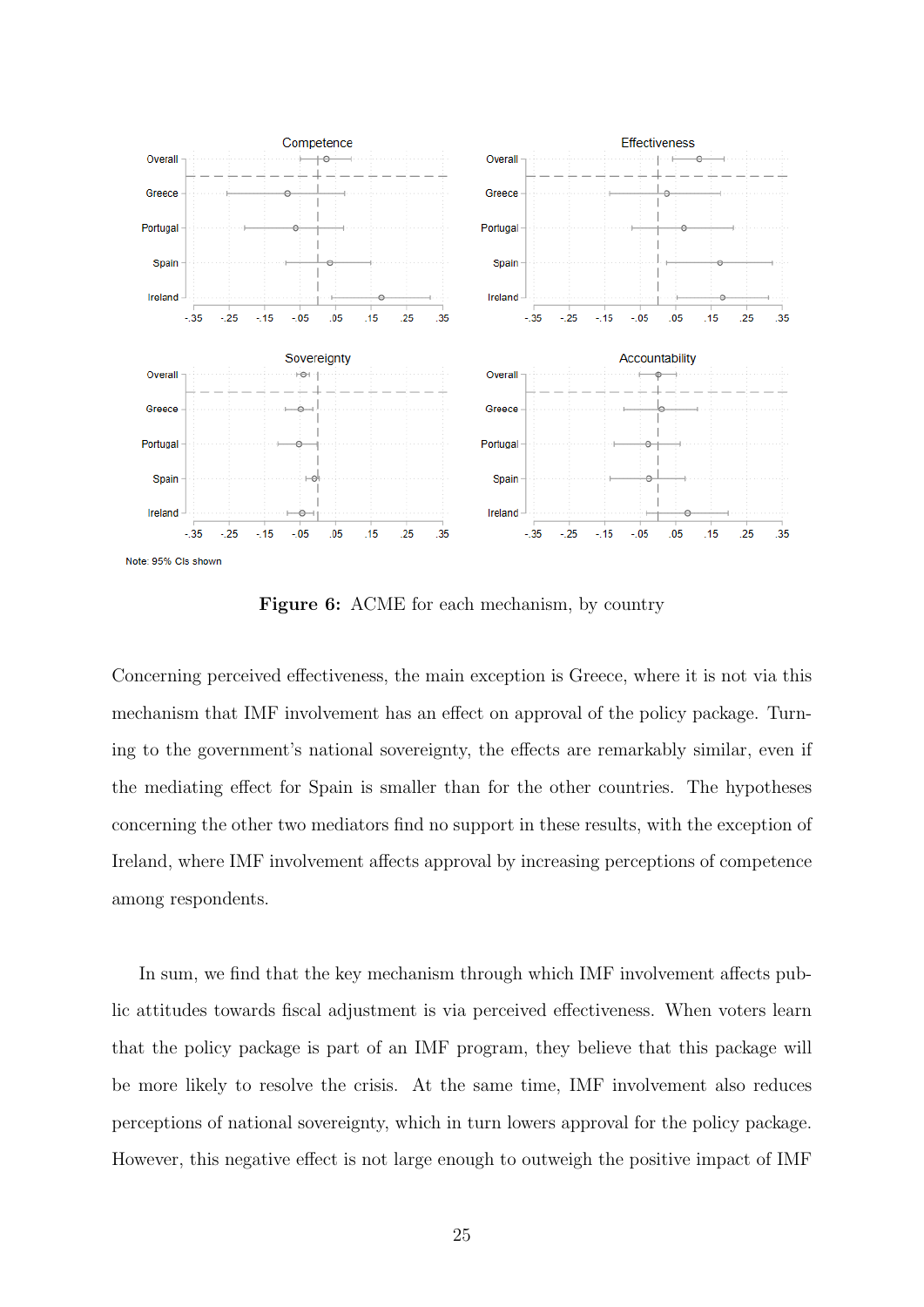Note: 95% CIs shown

**Figure 6:** ACME for each mechanism, by country

Concerning perceived effectiveness, the main exception is Greece, where it is not via this mechanism that IMF involvement has an effect on approval of the policy package. Turning to the government's national sovereignty, the effects are remarkably similar, even if the mediating effect for Spain is smaller than for the other countries. The hypotheses concerning the other two mediators find no support in these results, with the exception of Ireland, where IMF involvement affects approval by increasing perceptions of competence among respondents.

In sum, we find that the key mechanism through which IMF involvement affects public attitudes towards fiscal adjustment is via perceived effectiveness. When voters learn that the policy package is part of an IMF program, they believe that this package will be more likely to resolve the crisis. At the same time, IMF involvement also reduces perceptions of national sovereignty, which in turn lowers approval for the policy package. However, this negative effect is not large enough to outweigh the positive impact of IMF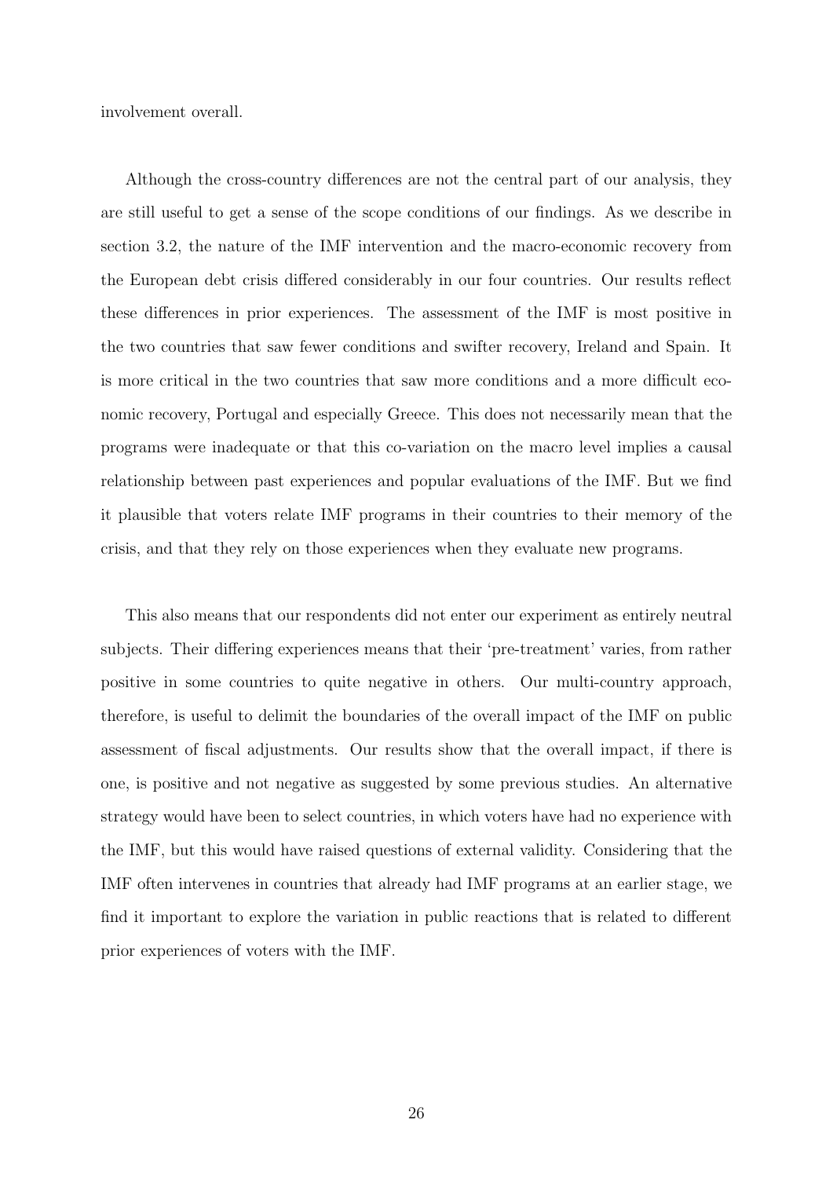involvement overall.

Although the cross-country differences are not the central part of our analysis, they are still useful to get a sense of the scope conditions of our findings. As we describe in section 3.2, the nature of the IMF intervention and the macro-economic recovery from the European debt crisis differed considerably in our four countries. Our results reflect these differences in prior experiences. The assessment of the IMF is most positive in the two countries that saw fewer conditions and swifter recovery, Ireland and Spain. It is more critical in the two countries that saw more conditions and a more difficult economic recovery, Portugal and especially Greece. This does not necessarily mean that the programs were inadequate or that this co-variation on the macro level implies a causal relationship between past experiences and popular evaluations of the IMF. But we find it plausible that voters relate IMF programs in their countries to their memory of the crisis, and that they rely on those experiences when they evaluate new programs.

This also means that our respondents did not enter our experiment as entirely neutral subjects. Their differing experiences means that their 'pre-treatment' varies, from rather positive in some countries to quite negative in others. Our multi-country approach, therefore, is useful to delimit the boundaries of the overall impact of the IMF on public assessment of fiscal adjustments. Our results show that the overall impact, if there is one, is positive and not negative as suggested by some previous studies. An alternative strategy would have been to select countries, in which voters have had no experience with the IMF, but this would have raised questions of external validity. Considering that the IMF often intervenes in countries that already had IMF programs at an earlier stage, we find it important to explore the variation in public reactions that is related to different prior experiences of voters with the IMF.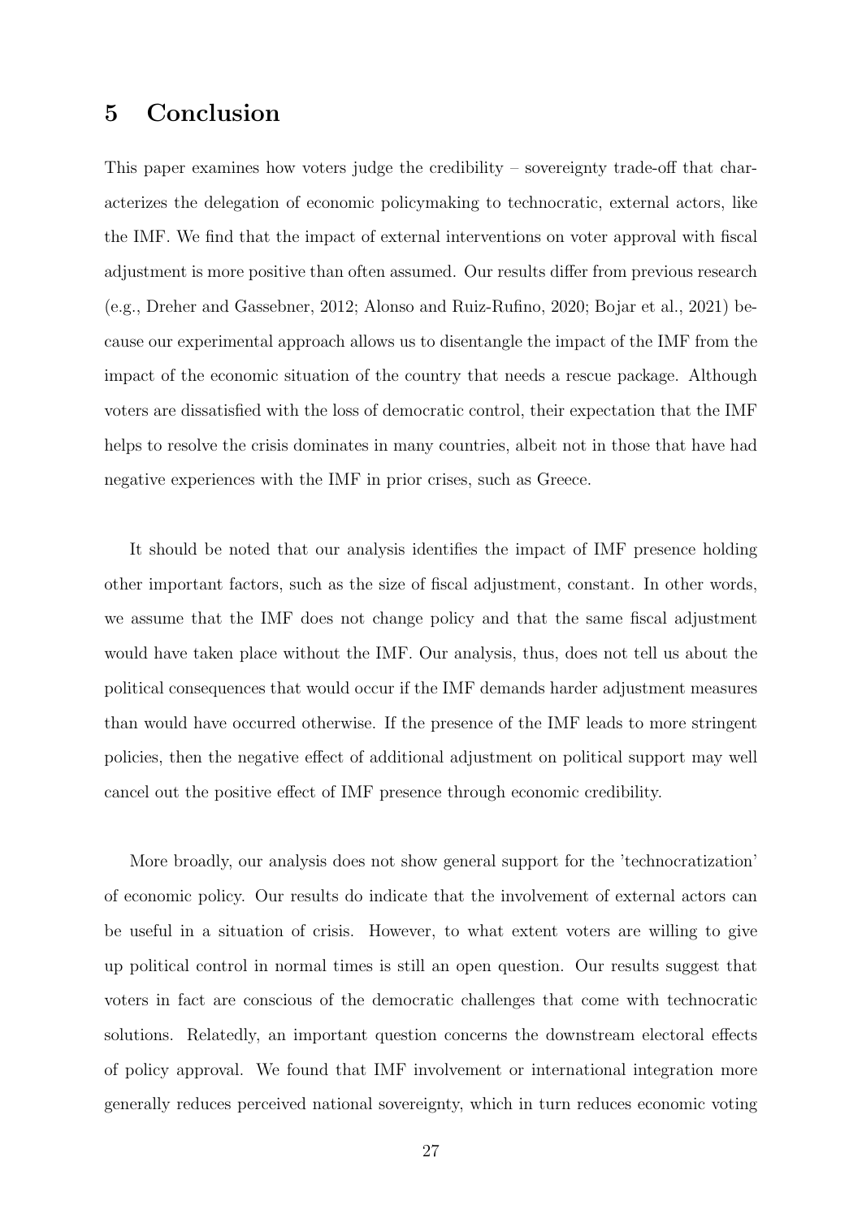## 5 Conclusion

This paper examines how voters judge the credibility – sovereignty trade-off that characterizes the delegation of economic policymaking to technocratic, external actors, like the IMF. We find that the impact of external interventions on voter approval with fiscal adjustment is more positive than often assumed. Our results differ from previous research (e.g., Dreher and Gassebner, 2012; Alonso and Ruiz-Rufino, 2020; Bojar et al., 2021) because our experimental approach allows us to disentangle the impact of the IMF from the impact of the economic situation of the country that needs a rescue package. Although voters are dissatisfied with the loss of democratic control, their expectation that the IMF helps to resolve the crisis dominates in many countries, albeit not in those that have had negative experiences with the IMF in prior crises, such as Greece.

It should be noted that our analysis identifies the impact of IMF presence holding other important factors, such as the size of fiscal adjustment, constant. In other words, we assume that the IMF does not change policy and that the same fiscal adjustment would have taken place without the IMF. Our analysis, thus, does not tell us about the political consequences that would occur if the IMF demands harder adjustment measures than would have occurred otherwise. If the presence of the IMF leads to more stringent policies, then the negative effect of additional adjustment on political support may well cancel out the positive effect of IMF presence through economic credibility.

More broadly, our analysis does not show general support for the 'technocratization' of economic policy. Our results do indicate that the involvement of external actors can be useful in a situation of crisis. However, to what extent voters are willing to give up political control in normal times is still an open question. Our results suggest that voters in fact are conscious of the democratic challenges that come with technocratic solutions. Relatedly, an important question concerns the downstream electoral effects of policy approval. We found that IMF involvement or international integration more generally reduces perceived national sovereignty, which in turn reduces economic voting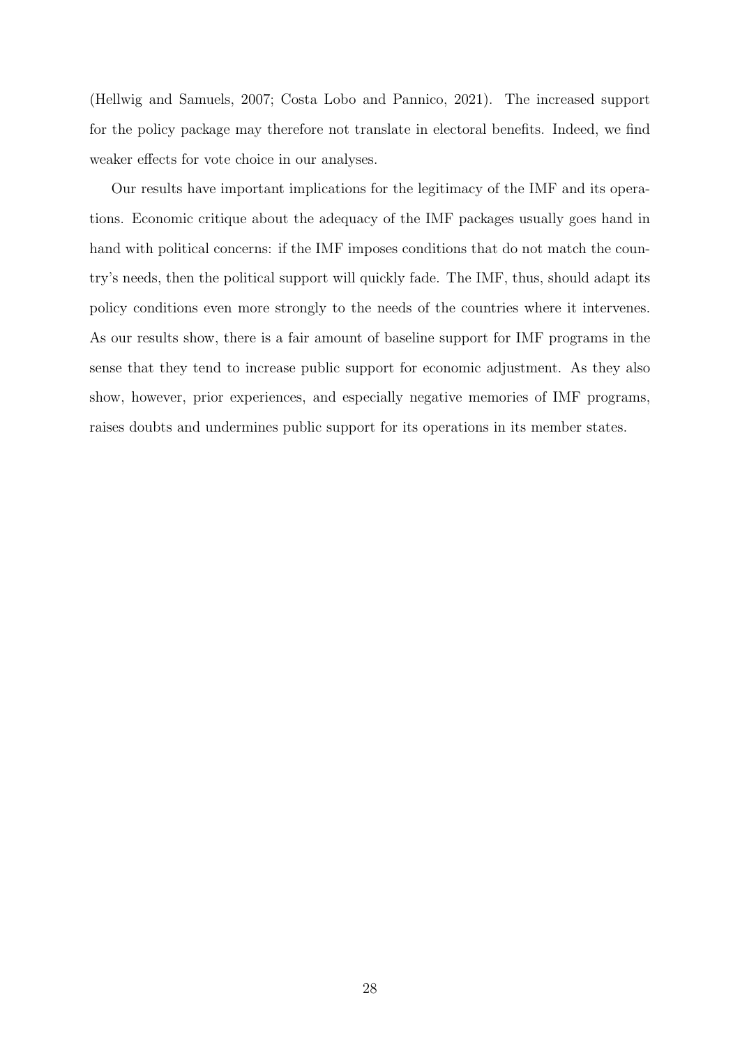(Hellwig and Samuels, 2007; Costa Lobo and Pannico, 2021). The increased support for the policy package may therefore not translate in electoral benefits. Indeed, we find weaker effects for vote choice in our analyses.

Our results have important implications for the legitimacy of the IMF and its operations. Economic critique about the adequacy of the IMF packages usually goes hand in hand with political concerns: if the IMF imposes conditions that do not match the country's needs, then the political support will quickly fade. The IMF, thus, should adapt its policy conditions even more strongly to the needs of the countries where it intervenes. As our results show, there is a fair amount of baseline support for IMF programs in the sense that they tend to increase public support for economic adjustment. As they also show, however, prior experiences, and especially negative memories of IMF programs, raises doubts and undermines public support for its operations in its member states.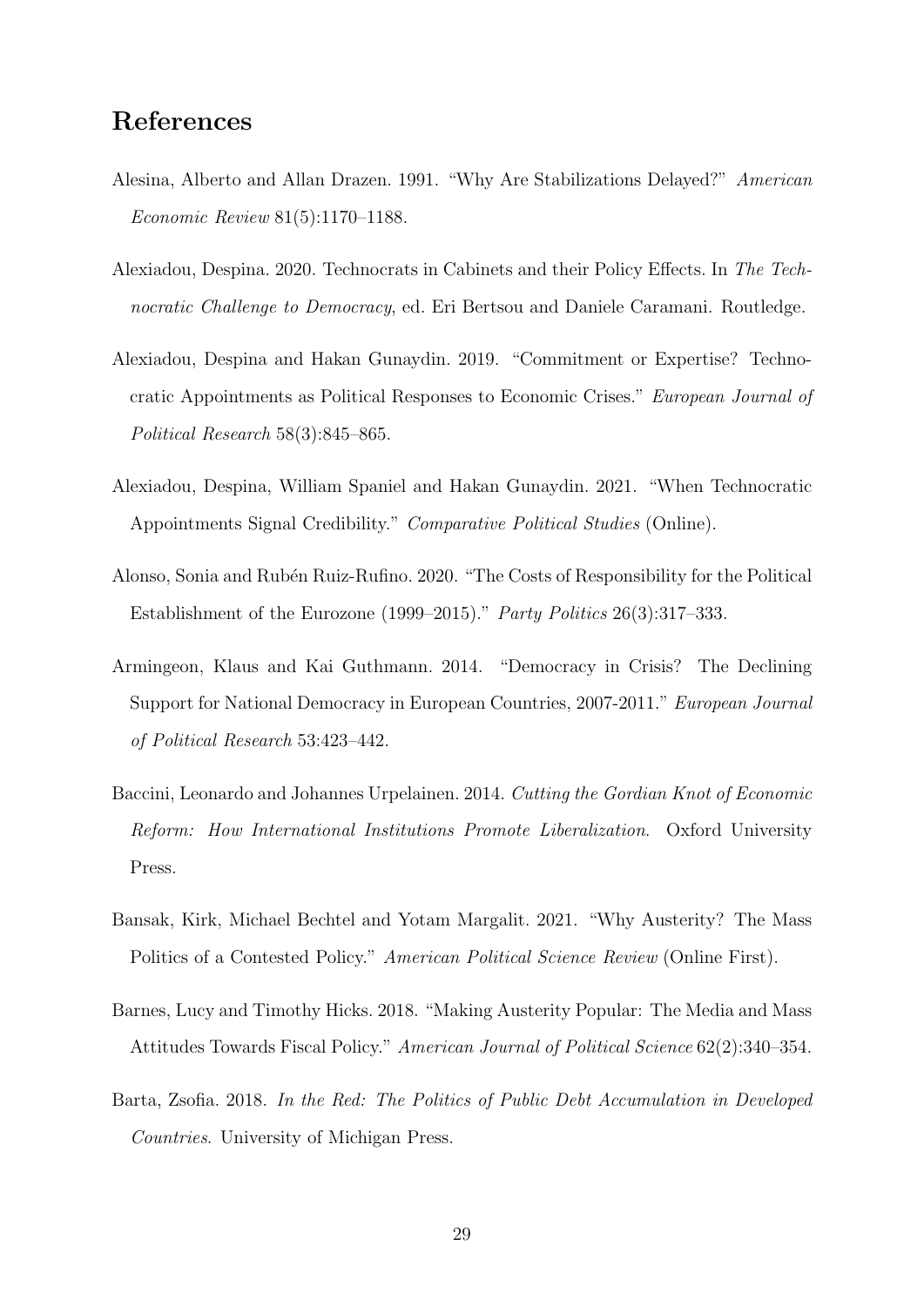# References

Alesina, Alberto and Allan Drazen. 1991. "Why Are Stabilizations Delayed?" *American Economic Review* 81(5):1170–1188.

Alexiadou, Despina. 2020. Technocrats in Cabinets and their Policy Effects. In *The Technocratic Challenge to Democracy*, ed. Eri Bertsou and Daniele Caramani. Routledge.

Alexiadou, Despina and Hakan Gunaydin. 2019. "Commitment or Expertise? Technocratic Appointments as Political Responses to Economic Crises." *European Journal of Political Research* 58(3):845–865.

Alexiadou, Despina, William Spaniel and Hakan Gunaydin. 2021. "When Technocratic Appointments Signal Credibility." *Comparative Political Studies* (Online).

Alonso, Sonia and Rubén Ruiz-Rufino. 2020. "The Costs of Responsibility for the Political Establishment of the Eurozone (1999–2015)." *Party Politics* 26(3):317–333.

Armingeon, Klaus and Kai Guthmann. 2014. "Democracy in Crisis? The Declining Support for National Democracy in European Countries, 2007-2011." *European Journal of Political Research* 53:423–442.

Baccini, Leonardo and Johannes Urpelainen. 2014. *Cutting the Gordian Knot of Economic Reform: How International Institutions Promote Liberalization*. Oxford University Press.

Bansak, Kirk, Michael Bechtel and Yotam Margalit. 2021. "Why Austerity? The Mass Politics of a Contested Policy." *American Political Science Review* (Online First).

Barnes, Lucy and Timothy Hicks. 2018. "Making Austerity Popular: The Media and Mass Attitudes Towards Fiscal Policy." *American Journal of Political Science* 62(2):340–354.

Barta, Zsofia. 2018. *In the Red: The Politics of Public Debt Accumulation in Developed Countries*. University of Michigan Press.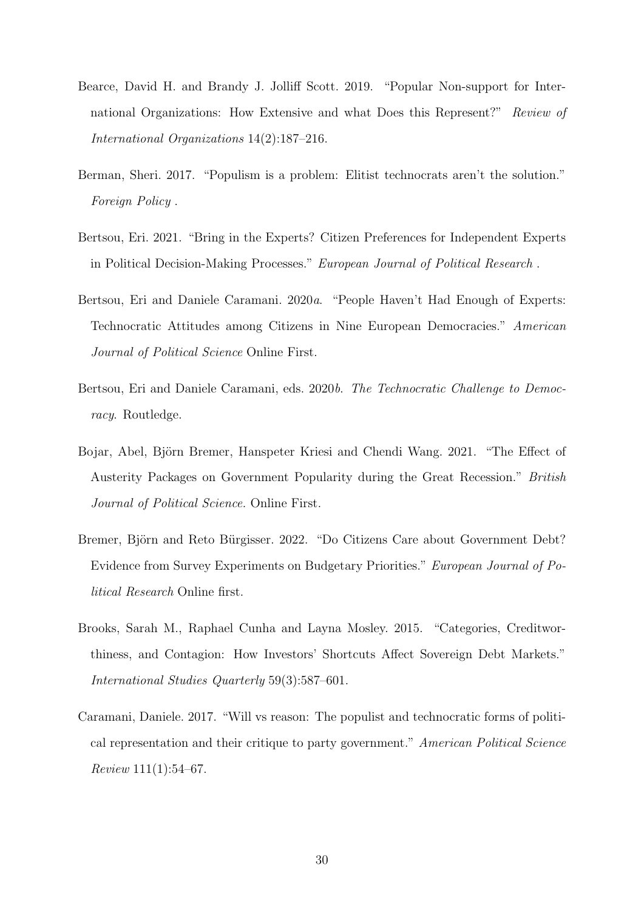Bearce, David H. and Brandy J. Jolliff Scott. 2019. "Popular Non-support for International Organizations: How Extensive and what Does this Represent?" *Review of International Organizations* 14(2):187–216.

Berman, Sheri. 2017. "Populism is a problem: Elitist technocrats aren't the solution." *Foreign Policy* .

Bertsou, Eri. 2021. "Bring in the Experts? Citizen Preferences for Independent Experts in Political Decision-Making Processes." *European Journal of Political Research* .

Bertsou, Eri and Daniele Caramani. 2020*a*. "People Haven't Had Enough of Experts: Technocratic Attitudes among Citizens in Nine European Democracies." *American Journal of Political Science* Online First.

Bertsou, Eri and Daniele Caramani, eds. 2020*b*. *The Technocratic Challenge to Democracy*. Routledge.

Bojar, Abel, Björn Bremer, Hanspeter Kriesi and Chendi Wang. 2021. "The Effect of Austerity Packages on Government Popularity during the Great Recession." *British Journal of Political Science*. Online First.

Bremer, Björn and Reto Bürgisser. 2022. "Do Citizens Care about Government Debt? Evidence from Survey Experiments on Budgetary Priorities." *European Journal of Political Research* Online first.

Brooks, Sarah M., Raphael Cunha and Layna Mosley. 2015. "Categories, Creditworthiness, and Contagion: How Investors' Shortcuts Affect Sovereign Debt Markets." *International Studies Quarterly* 59(3):587–601.

Caramani, Daniele. 2017. "Will vs reason: The populist and technocratic forms of political representation and their critique to party government." *American Political Science Review* 111(1):54–67.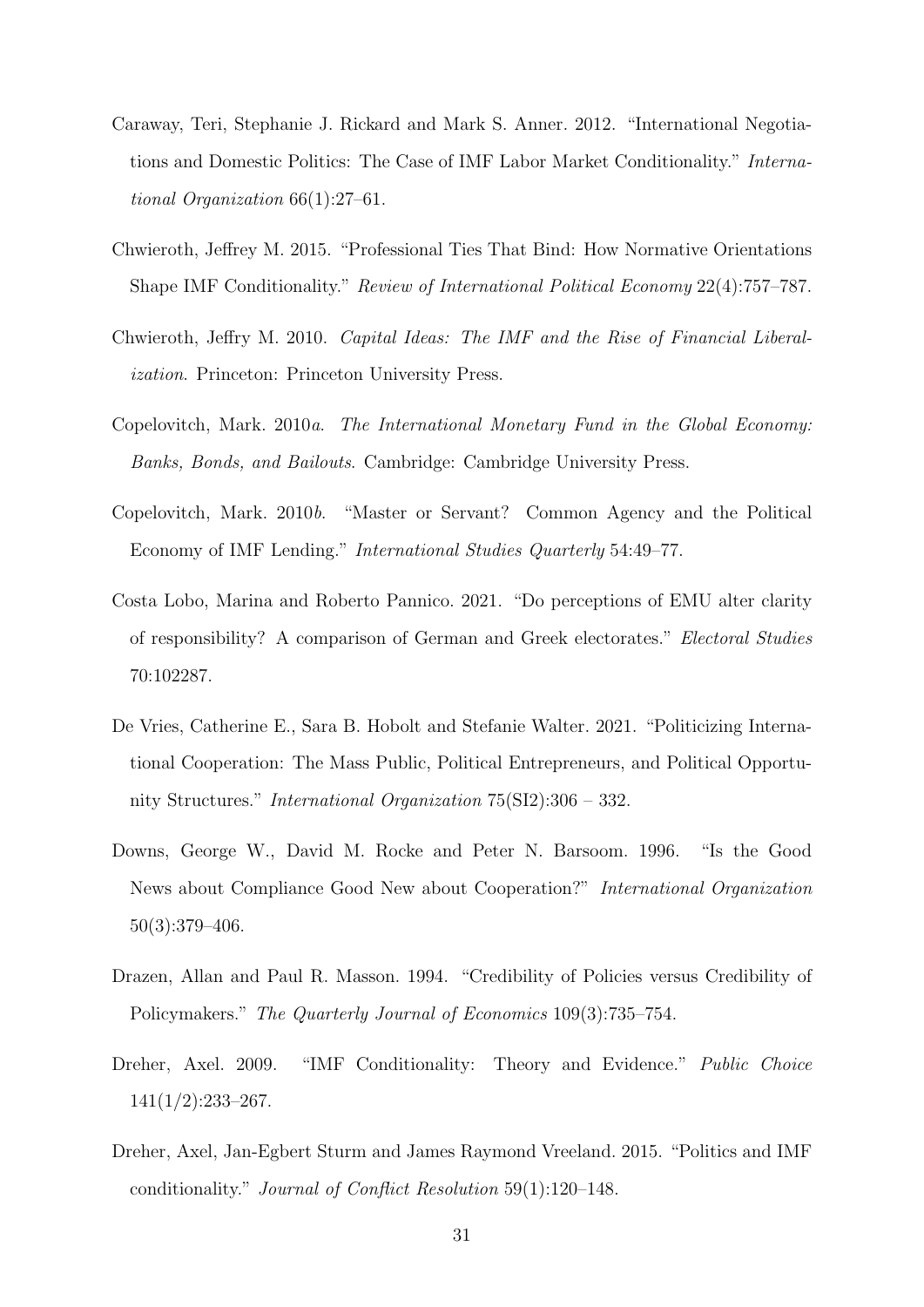Caraway, Teri, Stephanie J. Rickard and Mark S. Anner. 2012. "International Negotiations and Domestic Politics: The Case of IMF Labor Market Conditionality." *International Organization* 66(1):27–61.

Chwieroth, Jeffrey M. 2015. "Professional Ties That Bind: How Normative Orientations Shape IMF Conditionality." *Review of International Political Economy* 22(4):757–787.

Chwieroth, Jeffry M. 2010. *Capital Ideas: The IMF and the Rise of Financial Liberalization*. Princeton: Princeton University Press.

Copelovitch, Mark. 2010*a*. *The International Monetary Fund in the Global Economy: Banks, Bonds, and Bailouts*. Cambridge: Cambridge University Press.

Copelovitch, Mark. 2010*b*. "Master or Servant? Common Agency and the Political Economy of IMF Lending." *International Studies Quarterly* 54:49–77.

Costa Lobo, Marina and Roberto Pannico. 2021. "Do perceptions of EMU alter clarity of responsibility? A comparison of German and Greek electorates." *Electoral Studies* 70:102287.

De Vries, Catherine E., Sara B. Hobolt and Stefanie Walter. 2021. "Politicizing International Cooperation: The Mass Public, Political Entrepreneurs, and Political Opportunity Structures." *International Organization* 75(SI2):306 – 332.

Downs, George W., David M. Rocke and Peter N. Barsoom. 1996. "Is the Good News about Compliance Good New about Cooperation?" *International Organization* 50(3):379–406.

Drazen, Allan and Paul R. Masson. 1994. "Credibility of Policies versus Credibility of Policymakers." *The Quarterly Journal of Economics* 109(3):735–754.

Dreher, Axel. 2009. "IMF Conditionality: Theory and Evidence." *Public Choice* 141(1/2):233–267.

Dreher, Axel, Jan-Egbert Sturm and James Raymond Vreeland. 2015. "Politics and IMF conditionality." *Journal of Conflict Resolution* 59(1):120–148.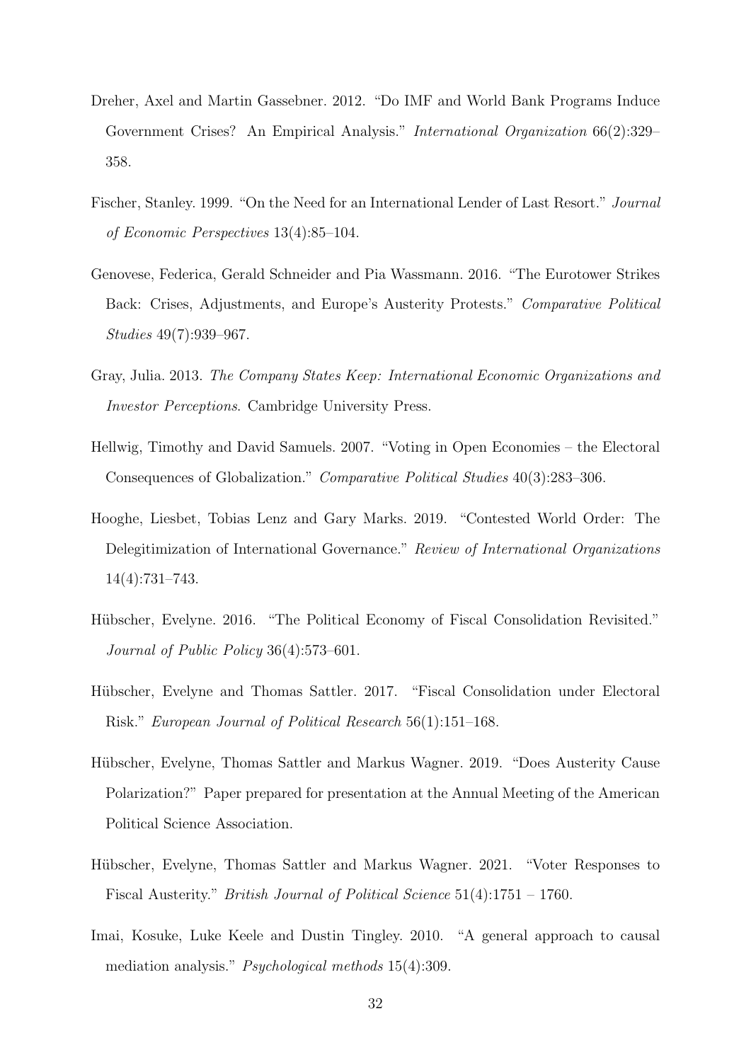Dreher, Axel and Martin Gassebner. 2012. "Do IMF and World Bank Programs Induce Government Crises? An Empirical Analysis." *International Organization* 66(2):329–358.

Fischer, Stanley. 1999. "On the Need for an International Lender of Last Resort." *Journal of Economic Perspectives* 13(4):85–104.

Genovese, Federica, Gerald Schneider and Pia Wassmann. 2016. "The Eurotower Strikes Back: Crises, Adjustments, and Europe's Austerity Protests." *Comparative Political Studies* 49(7):939–967.

Gray, Julia. 2013. *The Company States Keep: International Economic Organizations and Investor Perceptions*. Cambridge University Press.

Hellwig, Timothy and David Samuels. 2007. "Voting in Open Economies – the Electoral Consequences of Globalization." *Comparative Political Studies* 40(3):283–306.

Hooghe, Liesbet, Tobias Lenz and Gary Marks. 2019. "Contested World Order: The Delegitimization of International Governance." *Review of International Organizations* 14(4):731–743.

Hübscher, Evelyne. 2016. "The Political Economy of Fiscal Consolidation Revisited." *Journal of Public Policy* 36(4):573–601.

Hübscher, Evelyne and Thomas Sattler. 2017. "Fiscal Consolidation under Electoral Risk." *European Journal of Political Research* 56(1):151–168.

Hübscher, Evelyne, Thomas Sattler and Markus Wagner. 2019. "Does Austerity Cause Polarization?" Paper prepared for presentation at the Annual Meeting of the American Political Science Association.

Hübscher, Evelyne, Thomas Sattler and Markus Wagner. 2021. "Voter Responses to Fiscal Austerity." *British Journal of Political Science* 51(4):1751 – 1760.

Imai, Kosuke, Luke Keele and Dustin Tingley. 2010. "A general approach to causal mediation analysis." *Psychological methods* 15(4):309.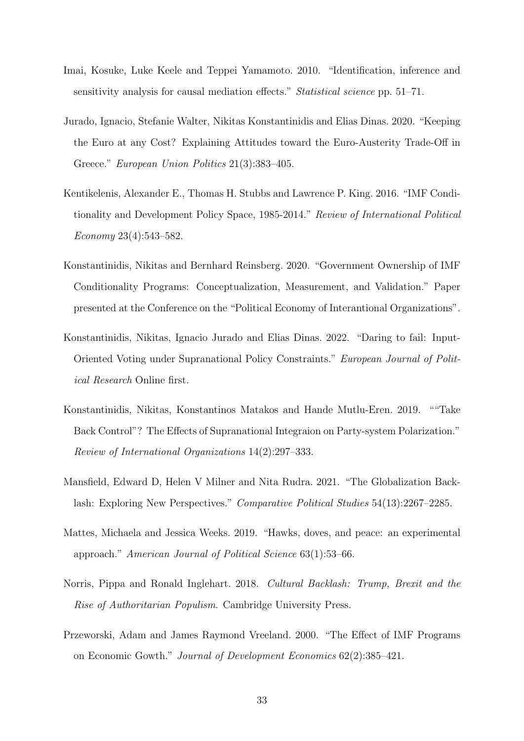Imai, Kosuke, Luke Keele and Teppei Yamamoto. 2010. "Identification, inference and sensitivity analysis for causal mediation effects." *Statistical science* pp. 51–71.

Jurado, Ignacio, Stefanie Walter, Nikitas Konstantinidis and Elias Dinas. 2020. "Keeping the Euro at any Cost? Explaining Attitudes toward the Euro-Austerity Trade-Off in Greece." *European Union Politics* 21(3):383–405.

Kentikelenis, Alexander E., Thomas H. Stubbs and Lawrence P. King. 2016. "IMF Conditionality and Development Policy Space, 1985-2014." *Review of International Political Economy* 23(4):543–582.

Konstantinidis, Nikitas and Bernhard Reinsberg. 2020. "Government Ownership of IMF Conditionality Programs: Conceptualization, Measurement, and Validation." Paper presented at the Conference on the "Political Economy of Interantional Organizations".

Konstantinidis, Nikitas, Ignacio Jurado and Elias Dinas. 2022. "Daring to fail: Input-Oriented Voting under Supranational Policy Constraints." *European Journal of Political Research* Online first.

Konstantinidis, Nikitas, Konstantinos Matakos and Hande Mutlu-Eren. 2019. ""Take Back Control"? The Effects of Supranational Integraion on Party-system Polarization." *Review of International Organizations* 14(2):297–333.

Mansfield, Edward D, Helen V Milner and Nita Rudra. 2021. "The Globalization Backlash: Exploring New Perspectives." *Comparative Political Studies* 54(13):2267–2285.

Mattes, Michaela and Jessica Weeks. 2019. "Hawks, doves, and peace: an experimental approach." *American Journal of Political Science* 63(1):53–66.

Norris, Pippa and Ronald Inglehart. 2018. *Cultural Backlash: Trump, Brexit and the Rise of Authoritarian Populism*. Cambridge University Press.

Przeworski, Adam and James Raymond Vreeland. 2000. "The Effect of IMF Programs on Economic Gowth." *Journal of Development Economics* 62(2):385–421.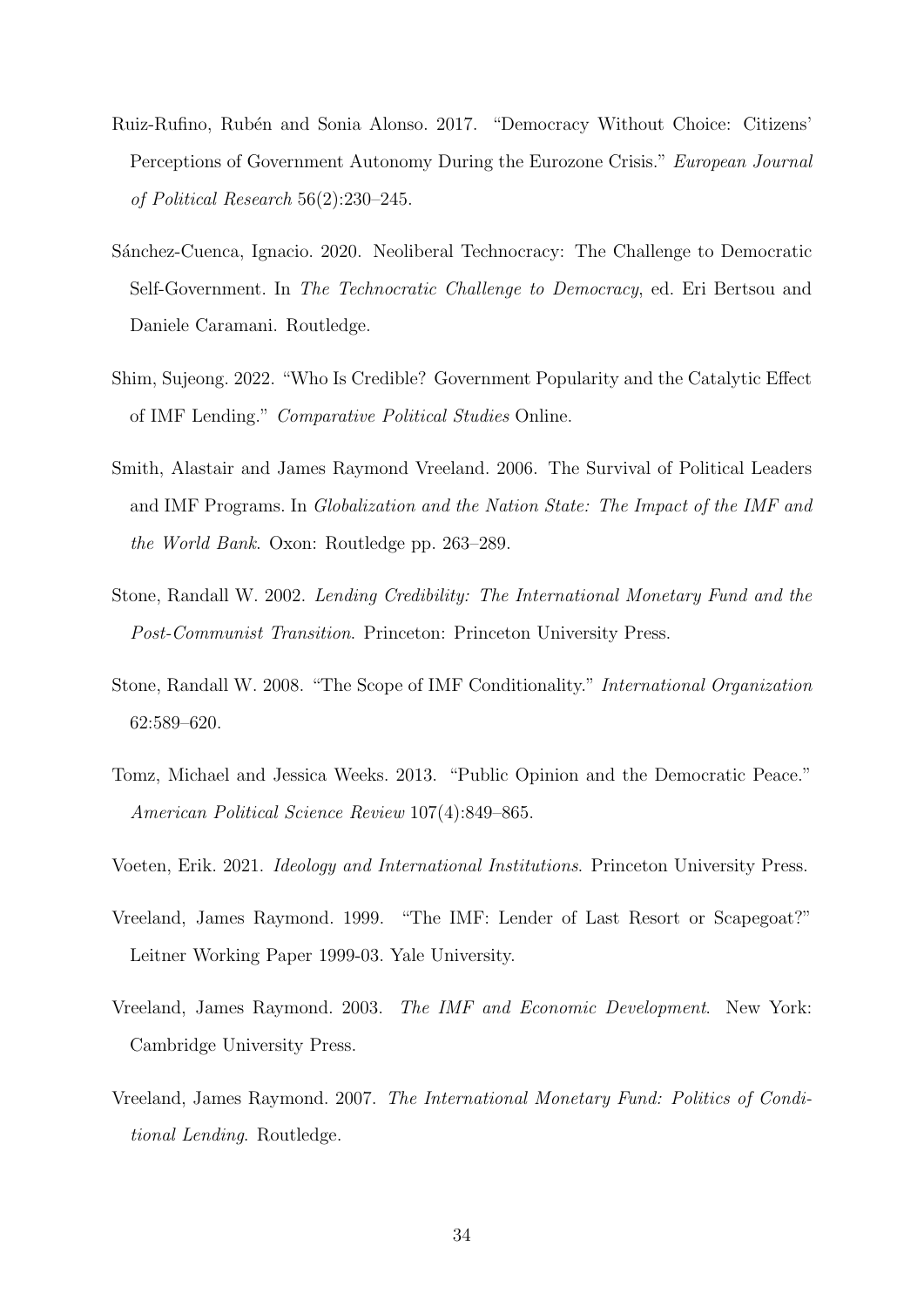Ruiz-Rufino, Rubén and Sonia Alonso. 2017. "Democracy Without Choice: Citizens' Perceptions of Government Autonomy During the Eurozone Crisis." *European Journal of Political Research* 56(2):230–245.

Sánchez-Cuenca, Ignacio. 2020. Neoliberal Technocracy: The Challenge to Democratic Self-Government. In *The Technocratic Challenge to Democracy*, ed. Eri Bertsou and Daniele Caramani. Routledge.

Shim, Sujeong. 2022. "Who Is Credible? Government Popularity and the Catalytic Effect of IMF Lending." *Comparative Political Studies* Online.

Smith, Alastair and James Raymond Vreeland. 2006. The Survival of Political Leaders and IMF Programs. In *Globalization and the Nation State: The Impact of the IMF and the World Bank*. Oxon: Routledge pp. 263–289.

Stone, Randall W. 2002. *Lending Credibility: The International Monetary Fund and the Post-Communist Transition*. Princeton: Princeton University Press.

Stone, Randall W. 2008. "The Scope of IMF Conditionality." *International Organization* 62:589–620.

Tomz, Michael and Jessica Weeks. 2013. "Public Opinion and the Democratic Peace." *American Political Science Review* 107(4):849–865.

Voeten, Erik. 2021. *Ideology and International Institutions*. Princeton University Press.

Vreeland, James Raymond. 1999. "The IMF: Lender of Last Resort or Scapegoat?" Leitner Working Paper 1999-03. Yale University.

Vreeland, James Raymond. 2003. *The IMF and Economic Development*. New York: Cambridge University Press.

Vreeland, James Raymond. 2007. *The International Monetary Fund: Politics of Conditional Lending*. Routledge.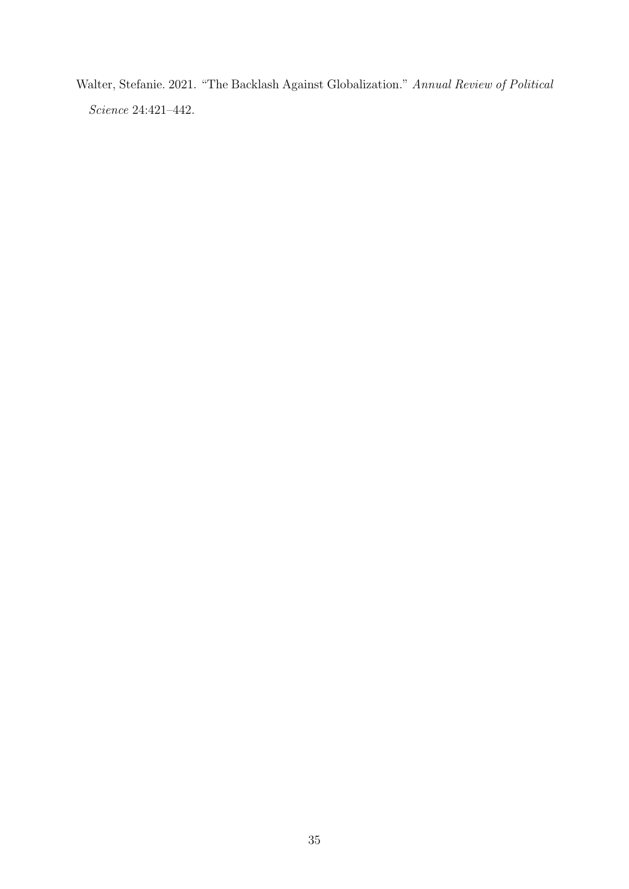Walter, Stefanie. 2021. "The Backlash Against Globalization." *Annual Review of Political Science* 24:421–442.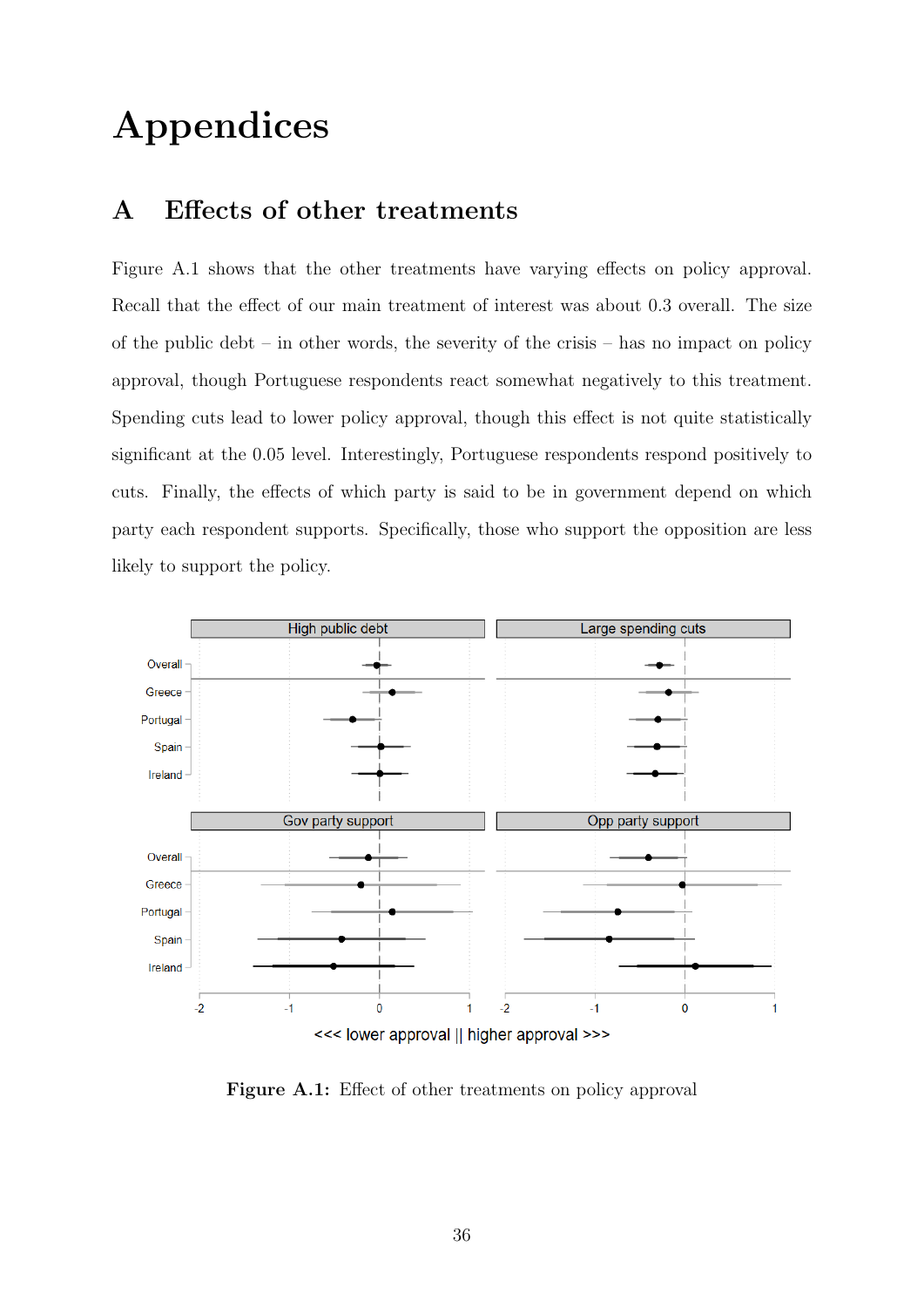# Appendices

## A Effects of other treatments

Figure A.1 shows that the other treatments have varying effects on policy approval. Recall that the effect of our main treatment of interest was about 0.3 overall. The size of the public debt – in other words, the severity of the crisis – has no impact on policy approval, though Portuguese respondents react somewhat negatively to this treatment. Spending cuts lead to lower policy approval, though this effect is not quite statistically significant at the 0.05 level. Interestingly, Portuguese respondents respond positively to cuts. Finally, the effects of which party is said to be in government depend on which party each respondent supports. Specifically, those who support the opposition are less likely to support the policy.

**Figure A.1:** Effect of other treatments on policy approval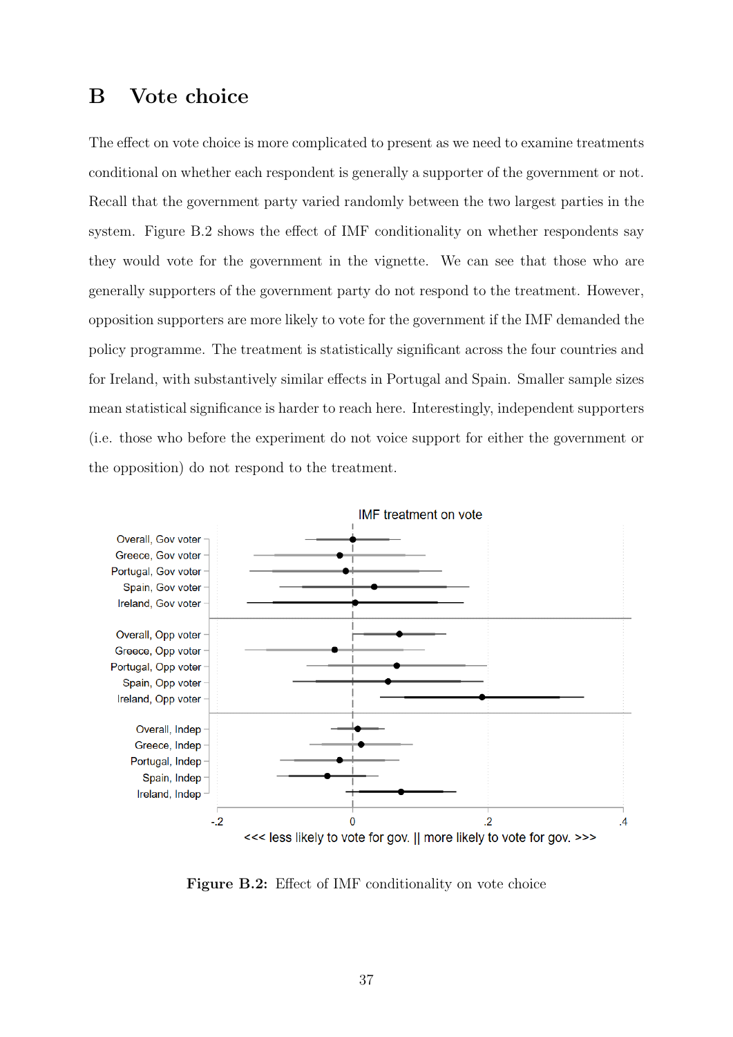# B Vote choice

The effect on vote choice is more complicated to present as we need to examine treatments conditional on whether each respondent is generally a supporter of the government or not. Recall that the government party varied randomly between the two largest parties in the system. Figure B.2 shows the effect of IMF conditionality on whether respondents say they would vote for the government in the vignette. We can see that those who are generally supporters of the government party do not respond to the treatment. However, opposition supporters are more likely to vote for the government if the IMF demanded the policy programme. The treatment is statistically significant across the four countries and for Ireland, with substantively similar effects in Portugal and Spain. Smaller sample sizes mean statistical significance is harder to reach here. Interestingly, independent supporters (i.e. those who before the experiment do not voice support for either the government or the opposition) do not respond to the treatment.

**Figure B.2:** Effect of IMF conditionality on vote choice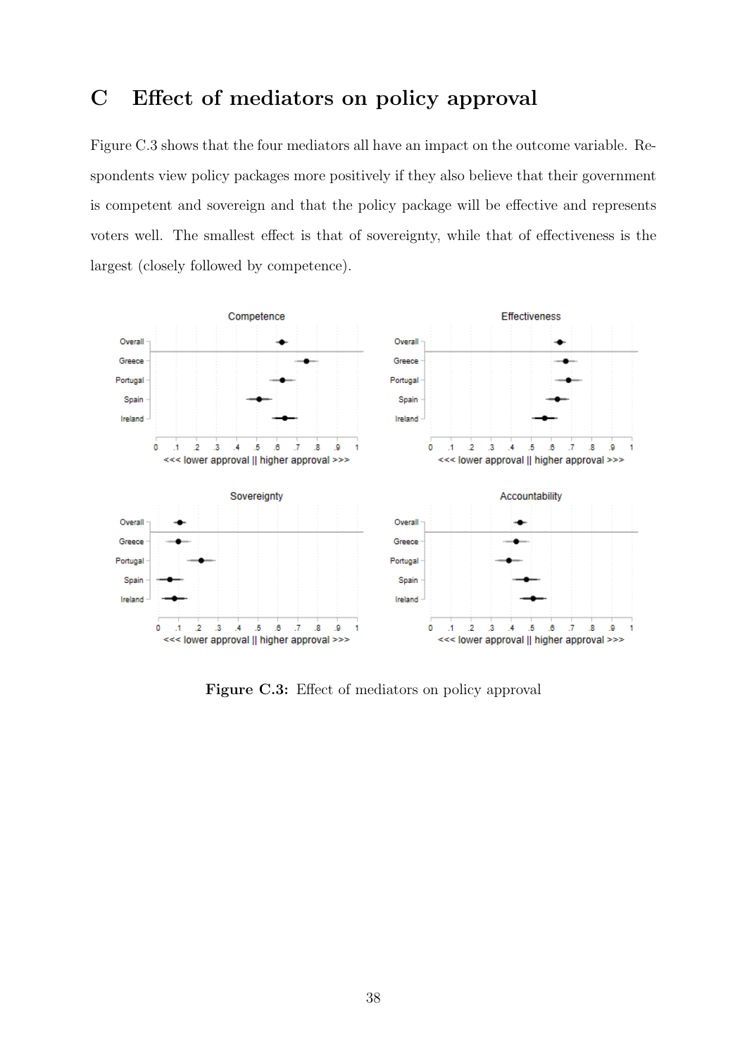# C Effect of mediators on policy approval

Figure C.3 shows that the four mediators all have an impact on the outcome variable. Respondents view policy packages more positively if they also believe that their government is competent and sovereign and that the policy package will be effective and represents voters well. The smallest effect is that of sovereignty, while that of effectiveness is the largest (closely followed by competence).

**Figure C.3:** Effect of mediators on policy approval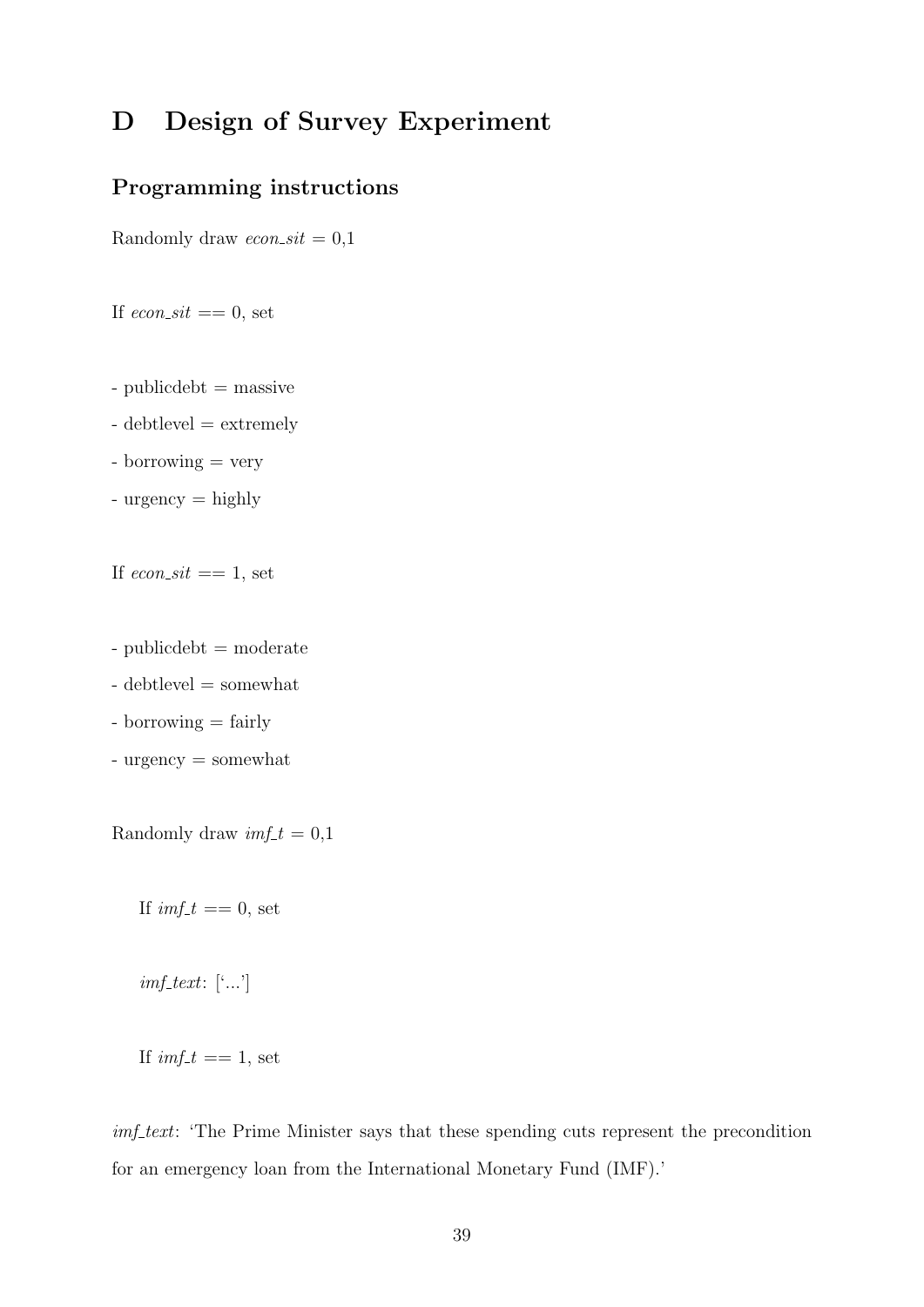# D Design of Survey Experiment

## Programming instructions

Randomly draw *econ_sit* = 0,1

If *econ_sit* == 0, set

- publicdebt = massive
- debtlevel = extremely
- borrowing = very
- urgency = highly

If *econ_sit* == 1, set

- publicdebt = moderate
- debtlevel = somewhat
- borrowing = fairly
- urgency = somewhat

Randomly draw *imf_t* = 0,1

If *imf_t* == 0, set

*imf_text*: ['...']

If *imf_t* == 1, set

*imf_text*: 'The Prime Minister says that these spending cuts represent the precondition for an emergency loan from the International Monetary Fund (IMF).'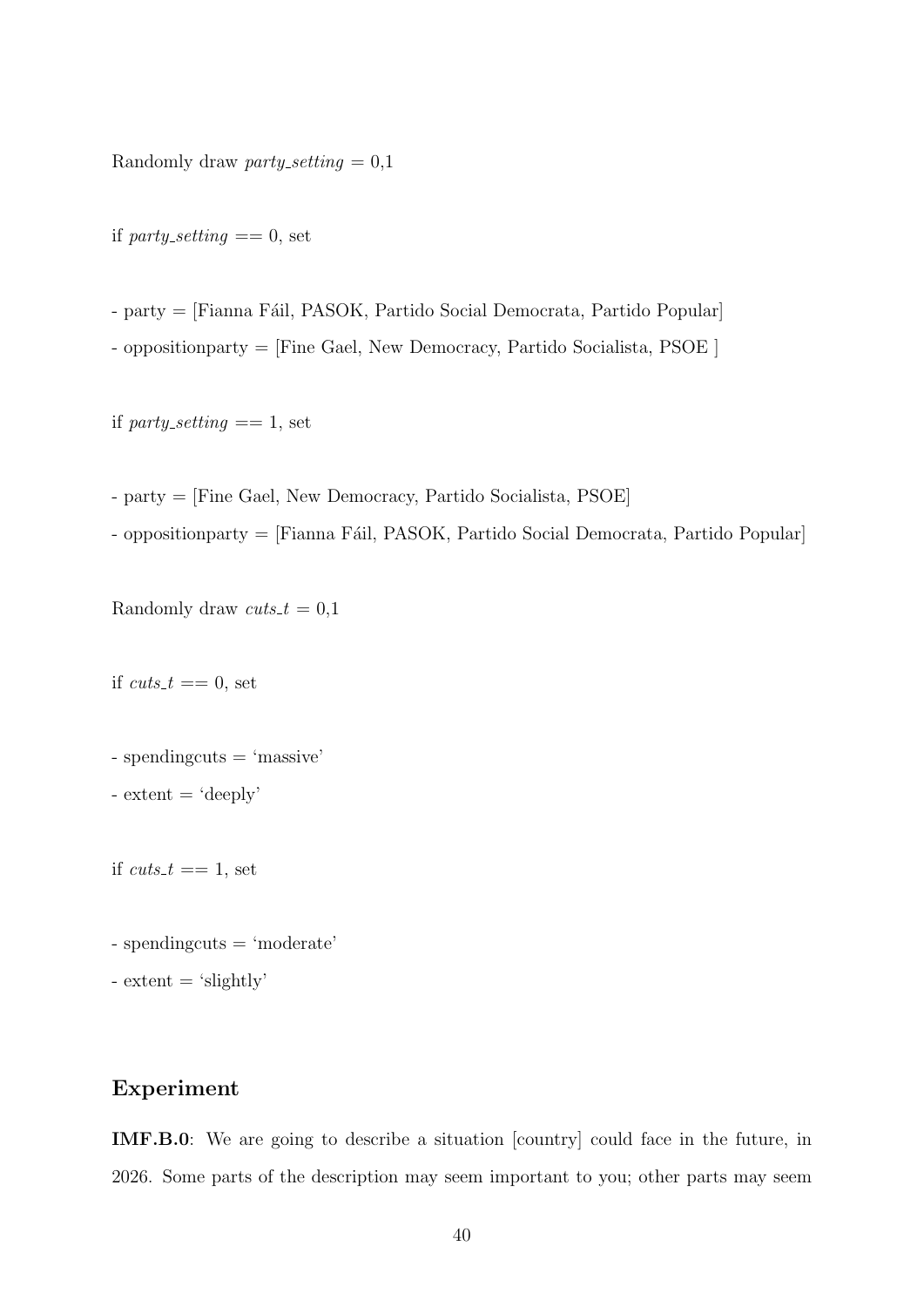Randomly draw *party_setting* = 0,1

if *party_setting* == 0, set

- party = [Fianna Fáil, PASOK, Partido Social Democrata, Partido Popular]
- oppositionparty = [Fine Gael, New Democracy, Partido Socialista, PSOE ]

if *party_setting* == 1, set

- party = [Fine Gael, New Democracy, Partido Socialista, PSOE]
- oppositionparty = [Fianna Fáil, PASOK, Partido Social Democrata, Partido Popular]

Randomly draw *cuts_t* = 0,1

if *cuts_t* == 0, set

- spendingcuts = 'massive'
- extent = 'deeply'

if *cuts_t* == 1, set

- spendingcuts = 'moderate'
- extent = 'slightly'

## Experiment

**IMF.B.0**: We are going to describe a situation [country] could face in the future, in 2026. Some parts of the description may seem important to you; other parts may seem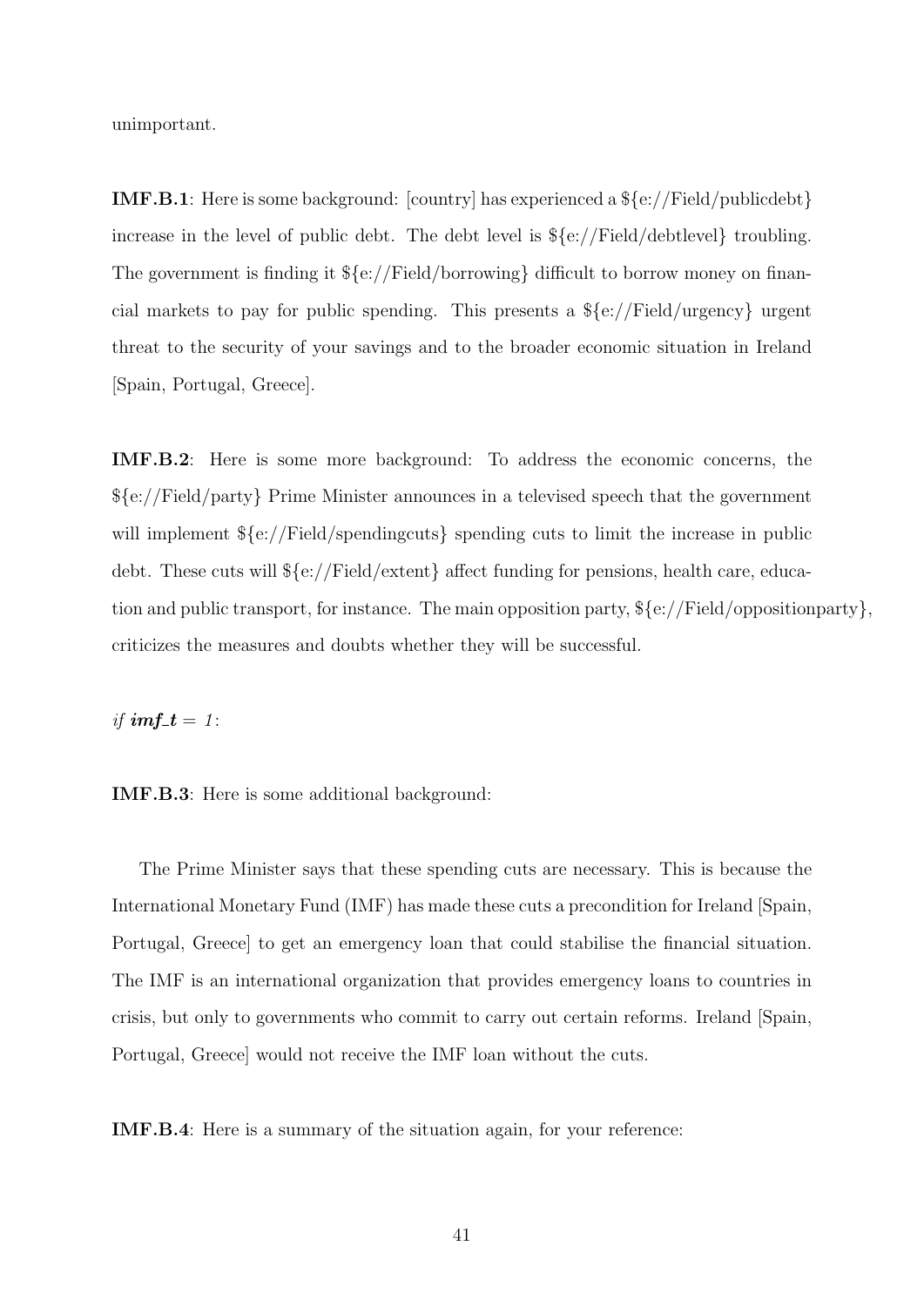unimportant.

**IMF.B.1**: Here is some background: [country] has experienced a ${e://Field/publicdebt} increase in the level of public debt. The debt level is ${e://Field/debtlevel} troubling. The government is finding it ${e://Field/borrowing} difficult to borrow money on financial markets to pay for public spending. This presents a ${e://Field/urgency} urgent threat to the security of your savings and to the broader economic situation in Ireland [Spain, Portugal, Greece].

**IMF.B.2**: Here is some more background: To address the economic concerns, the ${e://Field/party} Prime Minister announces in a televised speech that the government will implement ${e://Field/spendingcuts} spending cuts to limit the increase in public debt. These cuts will ${e://Field/extent} affect funding for pensions, health care, education and public transport, for instance. The main opposition party, ${e://Field/oppositionparty}, criticizes the measures and doubts whether they will be successful.

*if* ***imf_t*** *= 1*:

**IMF.B.3**: Here is some additional background:

The Prime Minister says that these spending cuts are necessary. This is because the International Monetary Fund (IMF) has made these cuts a precondition for Ireland [Spain, Portugal, Greece] to get an emergency loan that could stabilise the financial situation. The IMF is an international organization that provides emergency loans to countries in crisis, but only to governments who commit to carry out certain reforms. Ireland [Spain, Portugal, Greece] would not receive the IMF loan without the cuts.

**IMF.B.4**: Here is a summary of the situation again, for your reference: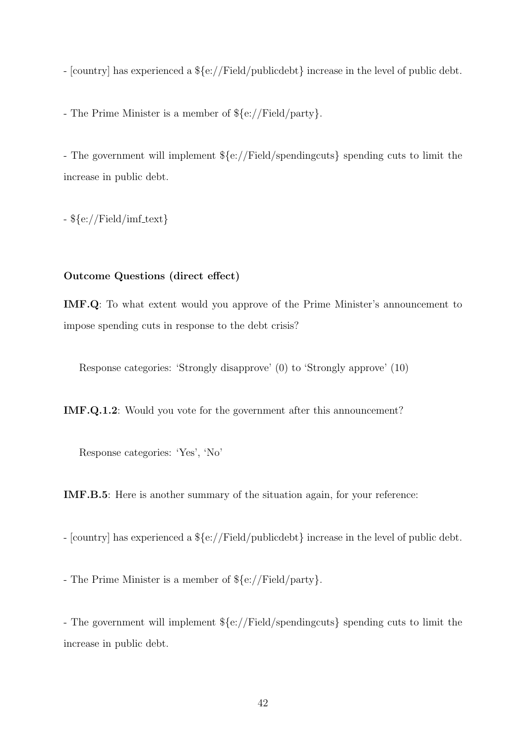- [country] has experienced a ${e://Field/publicdebt} increase in the level of public debt.

- The Prime Minister is a member of ${e://Field/party}.

- The government will implement ${e://Field/spendingcuts} spending cuts to limit the increase in public debt.

- ${e://Field/imf_text}

**Outcome Questions (direct effect)**

**IMF.Q**: To what extent would you approve of the Prime Minister's announcement to impose spending cuts in response to the debt crisis?

Response categories: 'Strongly disapprove' (0) to 'Strongly approve' (10)

**IMF.Q.1.2**: Would you vote for the government after this announcement?

Response categories: 'Yes', 'No'

**IMF.B.5**: Here is another summary of the situation again, for your reference:

- [country] has experienced a ${e://Field/publicdebt} increase in the level of public debt.

- The Prime Minister is a member of ${e://Field/party}.

- The government will implement ${e://Field/spendingcuts} spending cuts to limit the increase in public debt.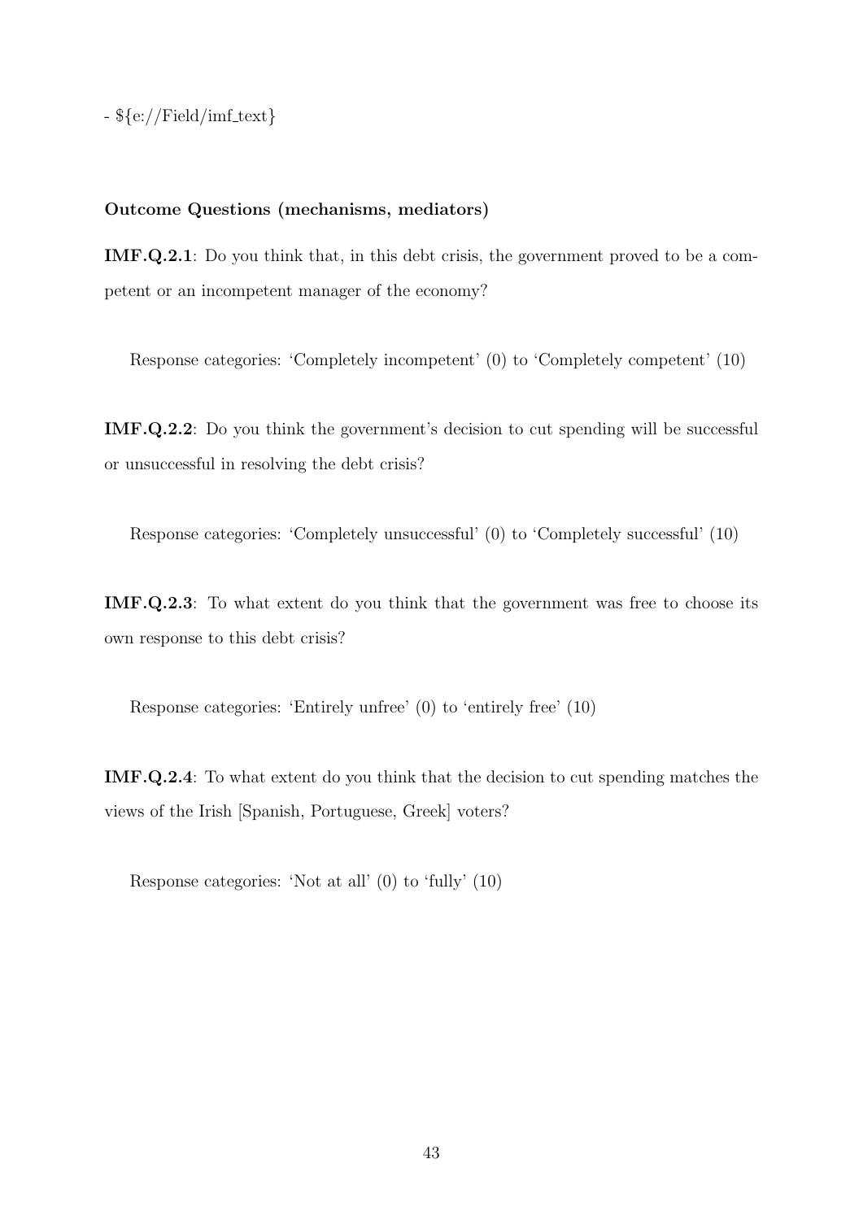- ${e://Field/imf_text}

**Outcome Questions (mechanisms, mediators)**

**IMF.Q.2.1**: Do you think that, in this debt crisis, the government proved to be a competent or an incompetent manager of the economy?

Response categories: 'Completely incompetent' (0) to 'Completely competent' (10)

**IMF.Q.2.2**: Do you think the government's decision to cut spending will be successful or unsuccessful in resolving the debt crisis?

Response categories: 'Completely unsuccessful' (0) to 'Completely successful' (10)

**IMF.Q.2.3**: To what extent do you think that the government was free to choose its own response to this debt crisis?

Response categories: 'Entirely unfree' (0) to 'entirely free' (10)

**IMF.Q.2.4**: To what extent do you think that the decision to cut spending matches the views of the Irish [Spanish, Portuguese, Greek] voters?

Response categories: 'Not at all' (0) to 'fully' (10)